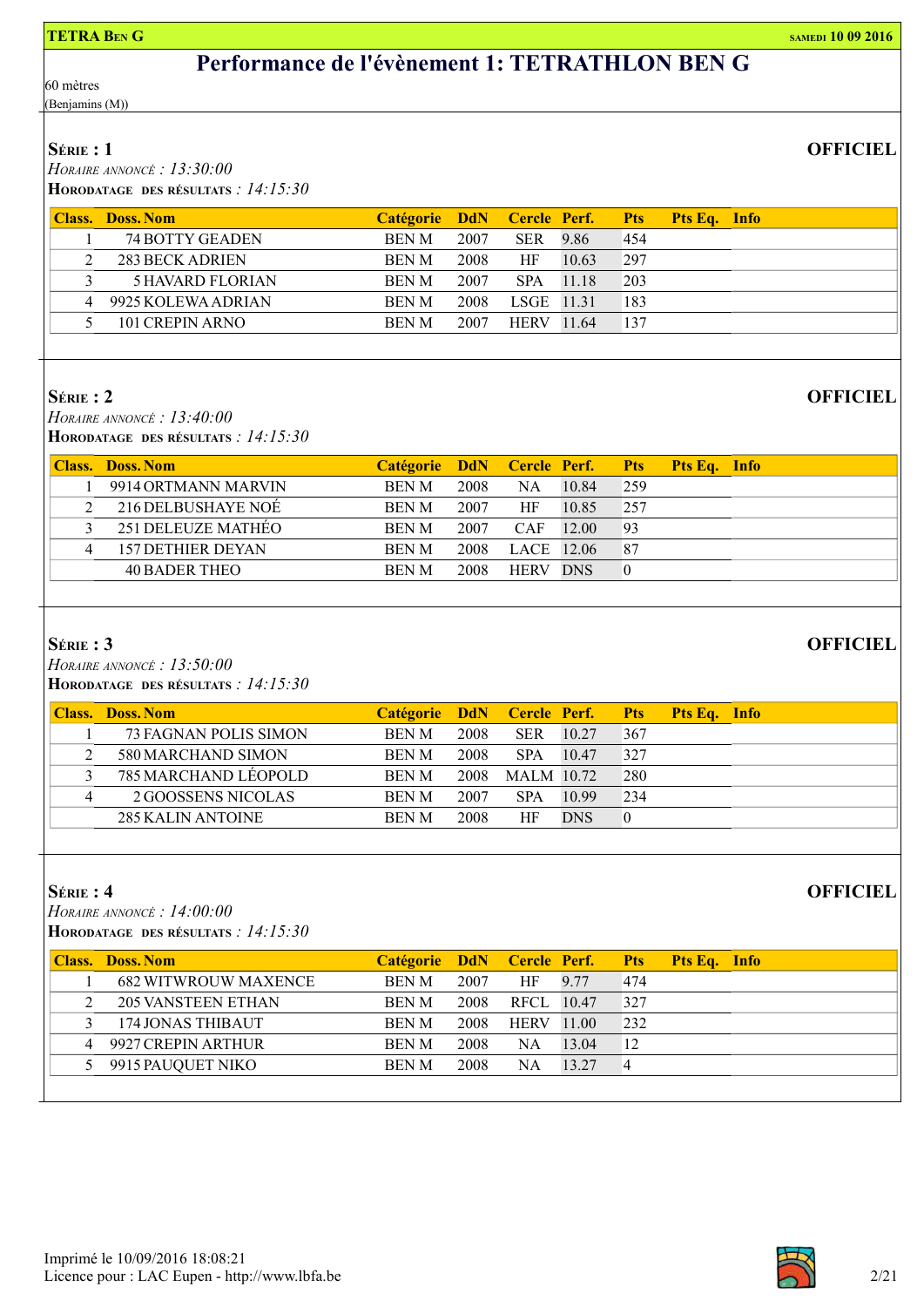# Performance de l'évènement 1: TETRATHLON BEN G

60 mètres
(Benjamins (M))

## Série : 1

**OFFICIEL**

*Horaire annoncé : 13:30:00*
**Horodatage des résultats** *: 14:15:30*

| Class. | Doss. Nom | Catégorie | DdN | Cercle | Perf. | Pts | Pts Eq. | Info |
|---|---|---|---|---|---|---|---|---|
| 1 | 74 BOTTY GEADEN | BEN M | 2007 | SER | 9.86 | 454 | | |
| 2 | 283 BECK ADRIEN | BEN M | 2008 | HF | 10.63 | 297 | | |
| 3 | 5 HAVARD FLORIAN | BEN M | 2007 | SPA | 11.18 | 203 | | |
| 4 | 9925 KOLEWA ADRIAN | BEN M | 2008 | LSGE | 11.31 | 183 | | |
| 5 | 101 CREPIN ARNO | BEN M | 2007 | HERV | 11.64 | 137 | | |

## Série : 2

**OFFICIEL**

*Horaire annoncé : 13:40:00*
**Horodatage des résultats** *: 14:15:30*

| Class. | Doss. Nom | Catégorie | DdN | Cercle | Perf. | Pts | Pts Eq. | Info |
|---|---|---|---|---|---|---|---|---|
| 1 | 9914 ORTMANN MARVIN | BEN M | 2008 | NA | 10.84 | 259 | | |
| 2 | 216 DELBUSHAYE NOÉ | BEN M | 2007 | HF | 10.85 | 257 | | |
| 3 | 251 DELEUZE MATHÉO | BEN M | 2007 | CAF | 12.00 | 93 | | |
| 4 | 157 DETHIER DEYAN | BEN M | 2008 | LACE | 12.06 | 87 | | |
| | 40 BADER THEO | BEN M | 2008 | HERV | DNS | 0 | | |

## Série : 3

**OFFICIEL**

*Horaire annoncé : 13:50:00*
**Horodatage des résultats** *: 14:15:30*

| Class. | Doss. Nom | Catégorie | DdN | Cercle | Perf. | Pts | Pts Eq. | Info |
|---|---|---|---|---|---|---|---|---|
| 1 | 73 FAGNAN POLIS SIMON | BEN M | 2008 | SER | 10.27 | 367 | | |
| 2 | 580 MARCHAND SIMON | BEN M | 2008 | SPA | 10.47 | 327 | | |
| 3 | 785 MARCHAND LÉOPOLD | BEN M | 2008 | MALM | 10.72 | 280 | | |
| 4 | 2 GOOSSENS NICOLAS | BEN M | 2007 | SPA | 10.99 | 234 | | |
| | 285 KALIN ANTOINE | BEN M | 2008 | HF | DNS | 0 | | |

## Série : 4

**OFFICIEL**

*Horaire annoncé : 14:00:00*
**Horodatage des résultats** *: 14:15:30*

| Class. | Doss. Nom | Catégorie | DdN | Cercle | Perf. | Pts | Pts Eq. | Info |
|---|---|---|---|---|---|---|---|---|
| 1 | 682 WITWROUW MAXENCE | BEN M | 2007 | HF | 9.77 | 474 | | |
| 2 | 205 VANSTEEN ETHAN | BEN M | 2008 | RFCL | 10.47 | 327 | | |
| 3 | 174 JONAS THIBAUT | BEN M | 2008 | HERV | 11.00 | 232 | | |
| 4 | 9927 CREPIN ARTHUR | BEN M | 2008 | NA | 13.04 | 12 | | |
| 5 | 9915 PAUQUET NIKO | BEN M | 2008 | NA | 13.27 | 4 | | |

Imprimé le 10/09/2016 18:08:21
Licence pour : LAC Eupen - http://www.lbfa.be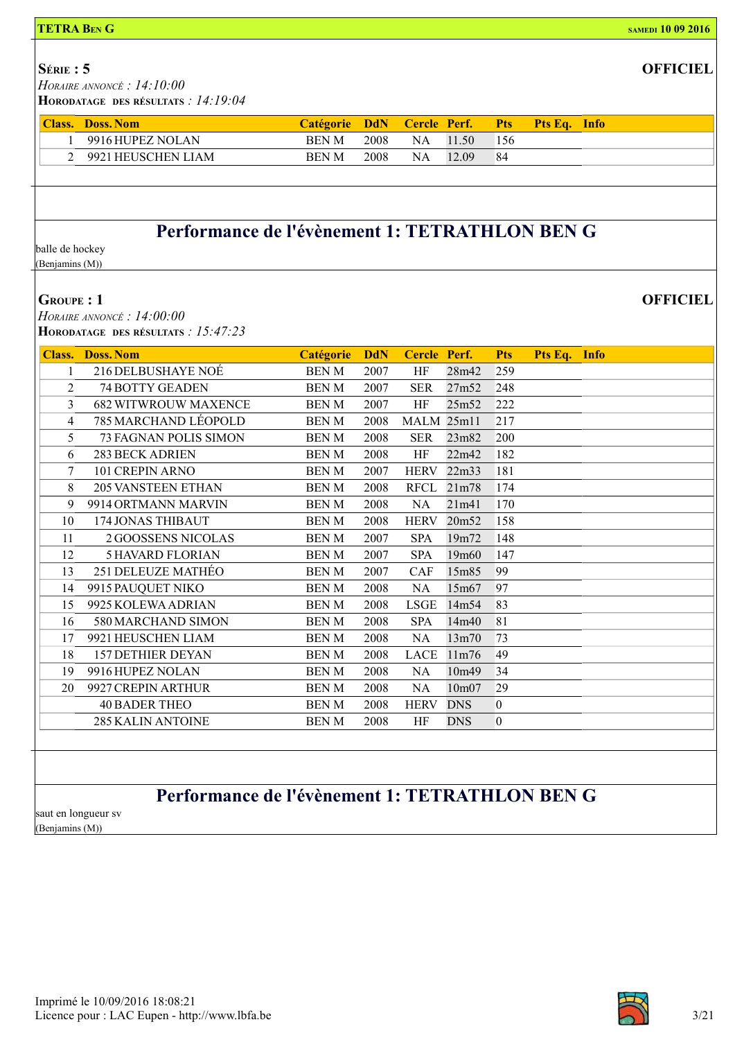**TETRA Ben G** — samedi 10 09 2016

**Série : 5** — **OFFICIEL**

*Horaire annoncé : 14:10:00*

**Horodatage des résultats** *: 14:19:04*

| Class. | Doss. Nom | Catégorie | DdN | Cercle | Perf. | Pts | Pts Eq. | Info |
|---|---|---|---|---|---|---|---|---|
| 1 | 9916 HUPEZ NOLAN | BEN M | 2008 | NA | 11.50 | 156 | | |
| 2 | 9921 HEUSCHEN LIAM | BEN M | 2008 | NA | 12.09 | 84 | | |

## Performance de l'évènement 1: TETRATHLON BEN G

balle de hockey
(Benjamins (M))

**Groupe : 1** — **OFFICIEL**

*Horaire annoncé : 14:00:00*

**Horodatage des résultats** *: 15:47:23*

| Class. | Doss. Nom | Catégorie | DdN | Cercle | Perf. | Pts | Pts Eq. | Info |
|---|---|---|---|---|---|---|---|---|
| 1 | 216 DELBUSHAYE NOÉ | BEN M | 2007 | HF | 28m42 | 259 | | |
| 2 | 74 BOTTY GEADEN | BEN M | 2007 | SER | 27m52 | 248 | | |
| 3 | 682 WITWROUW MAXENCE | BEN M | 2007 | HF | 25m52 | 222 | | |
| 4 | 785 MARCHAND LÉOPOLD | BEN M | 2008 | MALM | 25m11 | 217 | | |
| 5 | 73 FAGNAN POLIS SIMON | BEN M | 2008 | SER | 23m82 | 200 | | |
| 6 | 283 BECK ADRIEN | BEN M | 2008 | HF | 22m42 | 182 | | |
| 7 | 101 CREPIN ARNO | BEN M | 2007 | HERV | 22m33 | 181 | | |
| 8 | 205 VANSTEEN ETHAN | BEN M | 2008 | RFCL | 21m78 | 174 | | |
| 9 | 9914 ORTMANN MARVIN | BEN M | 2008 | NA | 21m41 | 170 | | |
| 10 | 174 JONAS THIBAUT | BEN M | 2008 | HERV | 20m52 | 158 | | |
| 11 | 2 GOOSSENS NICOLAS | BEN M | 2007 | SPA | 19m72 | 148 | | |
| 12 | 5 HAVARD FLORIAN | BEN M | 2007 | SPA | 19m60 | 147 | | |
| 13 | 251 DELEUZE MATHÉO | BEN M | 2007 | CAF | 15m85 | 99 | | |
| 14 | 9915 PAUQUET NIKO | BEN M | 2008 | NA | 15m67 | 97 | | |
| 15 | 9925 KOLEWA ADRIAN | BEN M | 2008 | LSGE | 14m54 | 83 | | |
| 16 | 580 MARCHAND SIMON | BEN M | 2008 | SPA | 14m40 | 81 | | |
| 17 | 9921 HEUSCHEN LIAM | BEN M | 2008 | NA | 13m70 | 73 | | |
| 18 | 157 DETHIER DEYAN | BEN M | 2008 | LACE | 11m76 | 49 | | |
| 19 | 9916 HUPEZ NOLAN | BEN M | 2008 | NA | 10m49 | 34 | | |
| 20 | 9927 CREPIN ARTHUR | BEN M | 2008 | NA | 10m07 | 29 | | |
| | 40 BADER THEO | BEN M | 2008 | HERV | DNS | 0 | | |
| | 285 KALIN ANTOINE | BEN M | 2008 | HF | DNS | 0 | | |

## Performance de l'évènement 1: TETRATHLON BEN G

saut en longueur sv
(Benjamins (M))

Imprimé le 10/09/2016 18:08:21
Licence pour : LAC Eupen - http://www.lbfa.be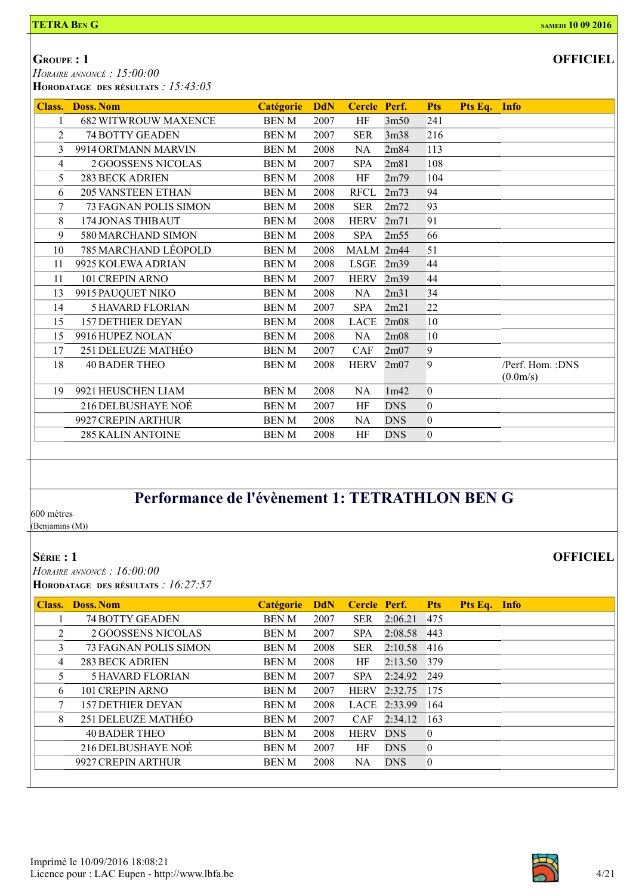**TETRA BEN G** | SAMEDI 10 09 2016

## GROUPE : 1

**OFFICIEL**

*HORAIRE ANNONCÉ : 15:00:00*
**HORODATAGE DES RÉSULTATS** *: 15:43:05*

| Class. | Doss. | Nom | Catégorie | DdN | Cercle | Perf. | Pts | Pts Eq. | Info |
|---|---|---|---|---|---|---|---|---|---|
| 1 | 682 | WITWROUW MAXENCE | BEN M | 2007 | HF | 3m50 | 241 | | |
| 2 | 74 | BOTTY GEADEN | BEN M | 2007 | SER | 3m38 | 216 | | |
| 3 | 9914 | ORTMANN MARVIN | BEN M | 2008 | NA | 2m84 | 113 | | |
| 4 | 2 | GOOSSENS NICOLAS | BEN M | 2007 | SPA | 2m81 | 108 | | |
| 5 | 283 | BECK ADRIEN | BEN M | 2008 | HF | 2m79 | 104 | | |
| 6 | 205 | VANSTEEN ETHAN | BEN M | 2008 | RFCL | 2m73 | 94 | | |
| 7 | 73 | FAGNAN POLIS SIMON | BEN M | 2008 | SER | 2m72 | 93 | | |
| 8 | 174 | JONAS THIBAUT | BEN M | 2008 | HERV | 2m71 | 91 | | |
| 9 | 580 | MARCHAND SIMON | BEN M | 2008 | SPA | 2m55 | 66 | | |
| 10 | 785 | MARCHAND LÉOPOLD | BEN M | 2008 | MALM | 2m44 | 51 | | |
| 11 | 9925 | KOLEWA ADRIAN | BEN M | 2008 | LSGE | 2m39 | 44 | | |
| 11 | 101 | CREPIN ARNO | BEN M | 2007 | HERV | 2m39 | 44 | | |
| 13 | 9915 | PAUQUET NIKO | BEN M | 2008 | NA | 2m31 | 34 | | |
| 14 | 5 | HAVARD FLORIAN | BEN M | 2007 | SPA | 2m21 | 22 | | |
| 15 | 157 | DETHIER DEYAN | BEN M | 2008 | LACE | 2m08 | 10 | | |
| 15 | 9916 | HUPEZ NOLAN | BEN M | 2008 | NA | 2m08 | 10 | | |
| 17 | 251 | DELEUZE MATHÉO | BEN M | 2007 | CAF | 2m07 | 9 | | |
| 18 | 40 | BADER THEO | BEN M | 2008 | HERV | 2m07 | 9 | | /Perf. Hom. :DNS (0.0m/s) |
| 19 | 9921 | HEUSCHEN LIAM | BEN M | 2008 | NA | 1m42 | 0 | | |
| | 216 | DELBUSHAYE NOÉ | BEN M | 2007 | HF | DNS | 0 | | |
| | 9927 | CREPIN ARTHUR | BEN M | 2008 | NA | DNS | 0 | | |
| | 285 | KALIN ANTOINE | BEN M | 2008 | HF | DNS | 0 | | |

# Performance de l'évènement 1: TETRATHLON BEN G

600 mètres
(Benjamins (M))

## SÉRIE : 1

**OFFICIEL**

*HORAIRE ANNONCÉ : 16:00:00*
**HORODATAGE DES RÉSULTATS** *: 16:27:57*

| Class. | Doss. | Nom | Catégorie | DdN | Cercle | Perf. | Pts | Pts Eq. | Info |
|---|---|---|---|---|---|---|---|---|---|
| 1 | 74 | BOTTY GEADEN | BEN M | 2007 | SER | 2:06.21 | 475 | | |
| 2 | 2 | GOOSSENS NICOLAS | BEN M | 2007 | SPA | 2:08.58 | 443 | | |
| 3 | 73 | FAGNAN POLIS SIMON | BEN M | 2008 | SER | 2:10.58 | 416 | | |
| 4 | 283 | BECK ADRIEN | BEN M | 2008 | HF | 2:13.50 | 379 | | |
| 5 | 5 | HAVARD FLORIAN | BEN M | 2007 | SPA | 2:24.92 | 249 | | |
| 6 | 101 | CREPIN ARNO | BEN M | 2007 | HERV | 2:32.75 | 175 | | |
| 7 | 157 | DETHIER DEYAN | BEN M | 2008 | LACE | 2:33.99 | 164 | | |
| 8 | 251 | DELEUZE MATHÉO | BEN M | 2007 | CAF | 2:34.12 | 163 | | |
| | 40 | BADER THEO | BEN M | 2008 | HERV | DNS | 0 | | |
| | 216 | DELBUSHAYE NOÉ | BEN M | 2007 | HF | DNS | 0 | | |
| | 9927 | CREPIN ARTHUR | BEN M | 2008 | NA | DNS | 0 | | |

Imprimé le 10/09/2016 18:08:21
Licence pour : LAC Eupen - http://www.lbfa.be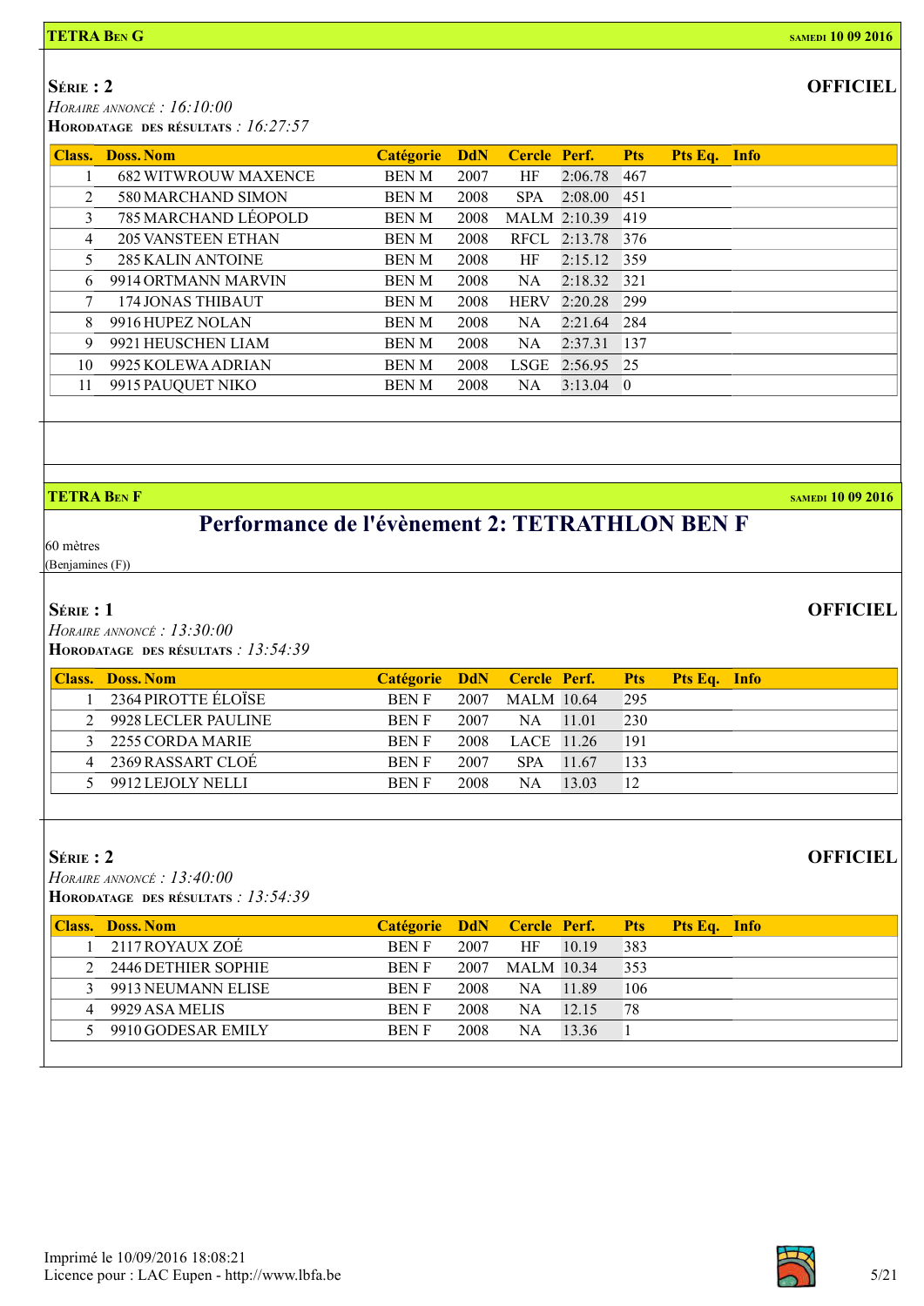**TETRA BEN G** — SAMEDI 10 09 2016

## SÉRIE : 2

**OFFICIEL**

*HORAIRE ANNONCÉ : 16:10:00*
**HORODATAGE DES RÉSULTATS** *: 16:27:57*

| Class. | Doss. | Nom | Catégorie | DdN | Cercle | Perf. | Pts | Pts Eq. | Info |
|---|---|---|---|---|---|---|---|---|---|
| 1 | 682 | WITWROUW MAXENCE | BEN M | 2007 | HF | 2:06.78 | 467 | | |
| 2 | 580 | MARCHAND SIMON | BEN M | 2008 | SPA | 2:08.00 | 451 | | |
| 3 | 785 | MARCHAND LÉOPOLD | BEN M | 2008 | MALM | 2:10.39 | 419 | | |
| 4 | 205 | VANSTEEN ETHAN | BEN M | 2008 | RFCL | 2:13.78 | 376 | | |
| 5 | 285 | KALIN ANTOINE | BEN M | 2008 | HF | 2:15.12 | 359 | | |
| 6 | 9914 | ORTMANN MARVIN | BEN M | 2008 | NA | 2:18.32 | 321 | | |
| 7 | 174 | JONAS THIBAUT | BEN M | 2008 | HERV | 2:20.28 | 299 | | |
| 8 | 9916 | HUPEZ NOLAN | BEN M | 2008 | NA | 2:21.64 | 284 | | |
| 9 | 9921 | HEUSCHEN LIAM | BEN M | 2008 | NA | 2:37.31 | 137 | | |
| 10 | 9925 | KOLEWA ADRIAN | BEN M | 2008 | LSGE | 2:56.95 | 25 | | |
| 11 | 9915 | PAUQUET NIKO | BEN M | 2008 | NA | 3:13.04 | 0 | | |

**TETRA BEN F** — SAMEDI 10 09 2016

# Performance de l'évènement 2: TETRATHLON BEN F

60 mètres
(Benjamines (F))

## SÉRIE : 1

**OFFICIEL**

*HORAIRE ANNONCÉ : 13:30:00*
**HORODATAGE DES RÉSULTATS** *: 13:54:39*

| Class. | Doss. | Nom | Catégorie | DdN | Cercle | Perf. | Pts | Pts Eq. | Info |
|---|---|---|---|---|---|---|---|---|---|
| 1 | 2364 | PIROTTE ÉLOÏSE | BEN F | 2007 | MALM | 10.64 | 295 | | |
| 2 | 9928 | LECLER PAULINE | BEN F | 2007 | NA | 11.01 | 230 | | |
| 3 | 2255 | CORDA MARIE | BEN F | 2008 | LACE | 11.26 | 191 | | |
| 4 | 2369 | RASSART CLOÉ | BEN F | 2007 | SPA | 11.67 | 133 | | |
| 5 | 9912 | LEJOLY NELLI | BEN F | 2008 | NA | 13.03 | 12 | | |

## SÉRIE : 2

**OFFICIEL**

*HORAIRE ANNONCÉ : 13:40:00*
**HORODATAGE DES RÉSULTATS** *: 13:54:39*

| Class. | Doss. | Nom | Catégorie | DdN | Cercle | Perf. | Pts | Pts Eq. | Info |
|---|---|---|---|---|---|---|---|---|---|
| 1 | 2117 | ROYAUX ZOÉ | BEN F | 2007 | HF | 10.19 | 383 | | |
| 2 | 2446 | DETHIER SOPHIE | BEN F | 2007 | MALM | 10.34 | 353 | | |
| 3 | 9913 | NEUMANN ELISE | BEN F | 2008 | NA | 11.89 | 106 | | |
| 4 | 9929 | ASA MELIS | BEN F | 2008 | NA | 12.15 | 78 | | |
| 5 | 9910 | GODESAR EMILY | BEN F | 2008 | NA | 13.36 | 1 | | |

Imprimé le 10/09/2016 18:08:21
Licence pour : LAC Eupen - http://www.lbfa.be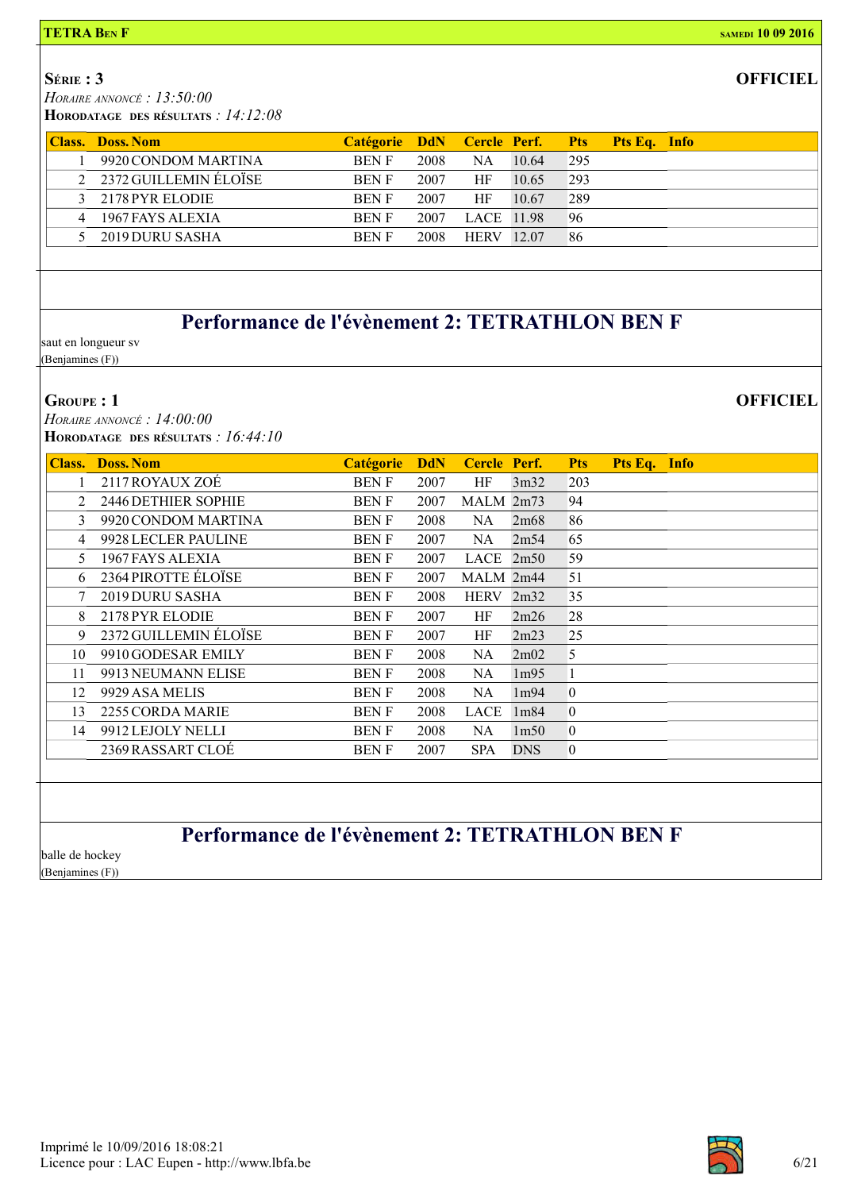**TETRA BEN F** — SAMEDI 10 09 2016

**SÉRIE : 3** — **OFFICIEL**

*HORAIRE ANNONCÉ : 13:50:00*

**HORODATAGE DES RÉSULTATS** *: 14:12:08*

| Class. | Doss. Nom | Catégorie | DdN | Cercle | Perf. | Pts | Pts Eq. | Info |
|---|---|---|---|---|---|---|---|---|
| 1 | 9920 CONDOM MARTINA | BEN F | 2008 | NA | 10.64 | 295 | | |
| 2 | 2372 GUILLEMIN ÉLOÏSE | BEN F | 2007 | HF | 10.65 | 293 | | |
| 3 | 2178 PYR ELODIE | BEN F | 2007 | HF | 10.67 | 289 | | |
| 4 | 1967 FAYS ALEXIA | BEN F | 2007 | LACE | 11.98 | 96 | | |
| 5 | 2019 DURU SASHA | BEN F | 2008 | HERV | 12.07 | 86 | | |

## Performance de l'évènement 2: TETRATHLON BEN F

saut en longueur sv
(Benjamines (F))

**GROUPE : 1** — **OFFICIEL**

*HORAIRE ANNONCÉ : 14:00:00*

**HORODATAGE DES RÉSULTATS** *: 16:44:10*

| Class. | Doss. Nom | Catégorie | DdN | Cercle | Perf. | Pts | Pts Eq. | Info |
|---|---|---|---|---|---|---|---|---|
| 1 | 2117 ROYAUX ZOÉ | BEN F | 2007 | HF | 3m32 | 203 | | |
| 2 | 2446 DETHIER SOPHIE | BEN F | 2007 | MALM | 2m73 | 94 | | |
| 3 | 9920 CONDOM MARTINA | BEN F | 2008 | NA | 2m68 | 86 | | |
| 4 | 9928 LECLER PAULINE | BEN F | 2007 | NA | 2m54 | 65 | | |
| 5 | 1967 FAYS ALEXIA | BEN F | 2007 | LACE | 2m50 | 59 | | |
| 6 | 2364 PIROTTE ÉLOÏSE | BEN F | 2007 | MALM | 2m44 | 51 | | |
| 7 | 2019 DURU SASHA | BEN F | 2008 | HERV | 2m32 | 35 | | |
| 8 | 2178 PYR ELODIE | BEN F | 2007 | HF | 2m26 | 28 | | |
| 9 | 2372 GUILLEMIN ÉLOÏSE | BEN F | 2007 | HF | 2m23 | 25 | | |
| 10 | 9910 GODESAR EMILY | BEN F | 2008 | NA | 2m02 | 5 | | |
| 11 | 9913 NEUMANN ELISE | BEN F | 2008 | NA | 1m95 | 1 | | |
| 12 | 9929 ASA MELIS | BEN F | 2008 | NA | 1m94 | 0 | | |
| 13 | 2255 CORDA MARIE | BEN F | 2008 | LACE | 1m84 | 0 | | |
| 14 | 9912 LEJOLY NELLI | BEN F | 2008 | NA | 1m50 | 0 | | |
| | 2369 RASSART CLOÉ | BEN F | 2007 | SPA | DNS | 0 | | |

## Performance de l'évènement 2: TETRATHLON BEN F

balle de hockey
(Benjamines (F))

Imprimé le 10/09/2016 18:08:21
Licence pour : LAC Eupen - http://www.lbfa.be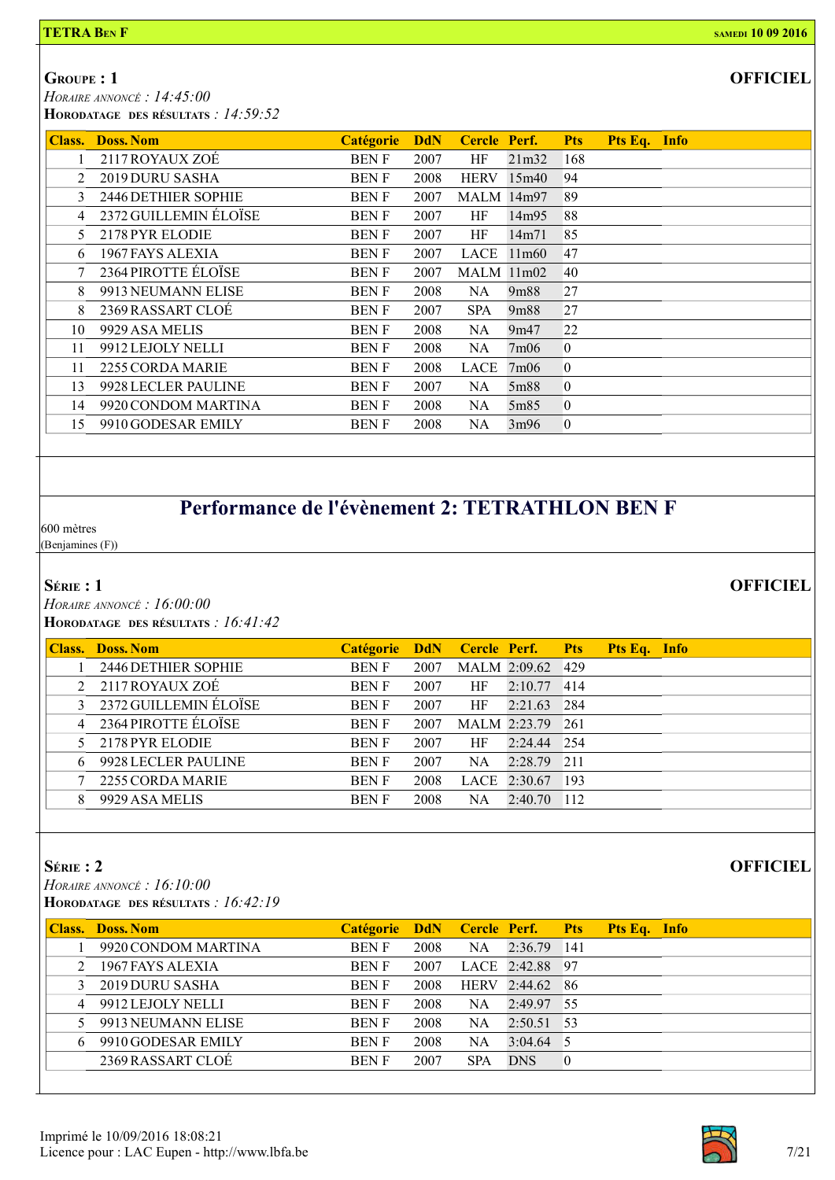**TETRA BEN F** — SAMEDI 10 09 2016

## GROUPE : 1

**OFFICIEL**

*HORAIRE ANNONCÉ : 14:45:00*
**HORODATAGE DES RÉSULTATS** : *14:59:52*

| Class. | Doss. Nom | Catégorie | DdN | Cercle | Perf. | Pts | Pts Eq. | Info |
|---|---|---|---|---|---|---|---|---|
| 1 | 2117 ROYAUX ZOÉ | BEN F | 2007 | HF | 21m32 | 168 | | |
| 2 | 2019 DURU SASHA | BEN F | 2008 | HERV | 15m40 | 94 | | |
| 3 | 2446 DETHIER SOPHIE | BEN F | 2007 | MALM | 14m97 | 89 | | |
| 4 | 2372 GUILLEMIN ÉLOÏSE | BEN F | 2007 | HF | 14m95 | 88 | | |
| 5 | 2178 PYR ELODIE | BEN F | 2007 | HF | 14m71 | 85 | | |
| 6 | 1967 FAYS ALEXIA | BEN F | 2007 | LACE | 11m60 | 47 | | |
| 7 | 2364 PIROTTE ÉLOÏSE | BEN F | 2007 | MALM | 11m02 | 40 | | |
| 8 | 9913 NEUMANN ELISE | BEN F | 2008 | NA | 9m88 | 27 | | |
| 8 | 2369 RASSART CLOÉ | BEN F | 2007 | SPA | 9m88 | 27 | | |
| 10 | 9929 ASA MELIS | BEN F | 2008 | NA | 9m47 | 22 | | |
| 11 | 9912 LEJOLY NELLI | BEN F | 2008 | NA | 7m06 | 0 | | |
| 11 | 2255 CORDA MARIE | BEN F | 2008 | LACE | 7m06 | 0 | | |
| 13 | 9928 LECLER PAULINE | BEN F | 2007 | NA | 5m88 | 0 | | |
| 14 | 9920 CONDOM MARTINA | BEN F | 2008 | NA | 5m85 | 0 | | |
| 15 | 9910 GODESAR EMILY | BEN F | 2008 | NA | 3m96 | 0 | | |

# Performance de l'évènement 2: TETRATHLON BEN F

600 mètres
(Benjamines (F))

## SÉRIE : 1

**OFFICIEL**

*HORAIRE ANNONCÉ : 16:00:00*
**HORODATAGE DES RÉSULTATS** : *16:41:42*

| Class. | Doss. Nom | Catégorie | DdN | Cercle | Perf. | Pts | Pts Eq. | Info |
|---|---|---|---|---|---|---|---|---|
| 1 | 2446 DETHIER SOPHIE | BEN F | 2007 | MALM | 2:09.62 | 429 | | |
| 2 | 2117 ROYAUX ZOÉ | BEN F | 2007 | HF | 2:10.77 | 414 | | |
| 3 | 2372 GUILLEMIN ÉLOÏSE | BEN F | 2007 | HF | 2:21.63 | 284 | | |
| 4 | 2364 PIROTTE ÉLOÏSE | BEN F | 2007 | MALM | 2:23.79 | 261 | | |
| 5 | 2178 PYR ELODIE | BEN F | 2007 | HF | 2:24.44 | 254 | | |
| 6 | 9928 LECLER PAULINE | BEN F | 2007 | NA | 2:28.79 | 211 | | |
| 7 | 2255 CORDA MARIE | BEN F | 2008 | LACE | 2:30.67 | 193 | | |
| 8 | 9929 ASA MELIS | BEN F | 2008 | NA | 2:40.70 | 112 | | |

## SÉRIE : 2

**OFFICIEL**

*HORAIRE ANNONCÉ : 16:10:00*
**HORODATAGE DES RÉSULTATS** : *16:42:19*

| Class. | Doss. Nom | Catégorie | DdN | Cercle | Perf. | Pts | Pts Eq. | Info |
|---|---|---|---|---|---|---|---|---|
| 1 | 9920 CONDOM MARTINA | BEN F | 2008 | NA | 2:36.79 | 141 | | |
| 2 | 1967 FAYS ALEXIA | BEN F | 2007 | LACE | 2:42.88 | 97 | | |
| 3 | 2019 DURU SASHA | BEN F | 2008 | HERV | 2:44.62 | 86 | | |
| 4 | 9912 LEJOLY NELLI | BEN F | 2008 | NA | 2:49.97 | 55 | | |
| 5 | 9913 NEUMANN ELISE | BEN F | 2008 | NA | 2:50.51 | 53 | | |
| 6 | 9910 GODESAR EMILY | BEN F | 2008 | NA | 3:04.64 | 5 | | |
| | 2369 RASSART CLOÉ | BEN F | 2007 | SPA | DNS | 0 | | |

Imprimé le 10/09/2016 18:08:21
Licence pour : LAC Eupen - http://www.lbfa.be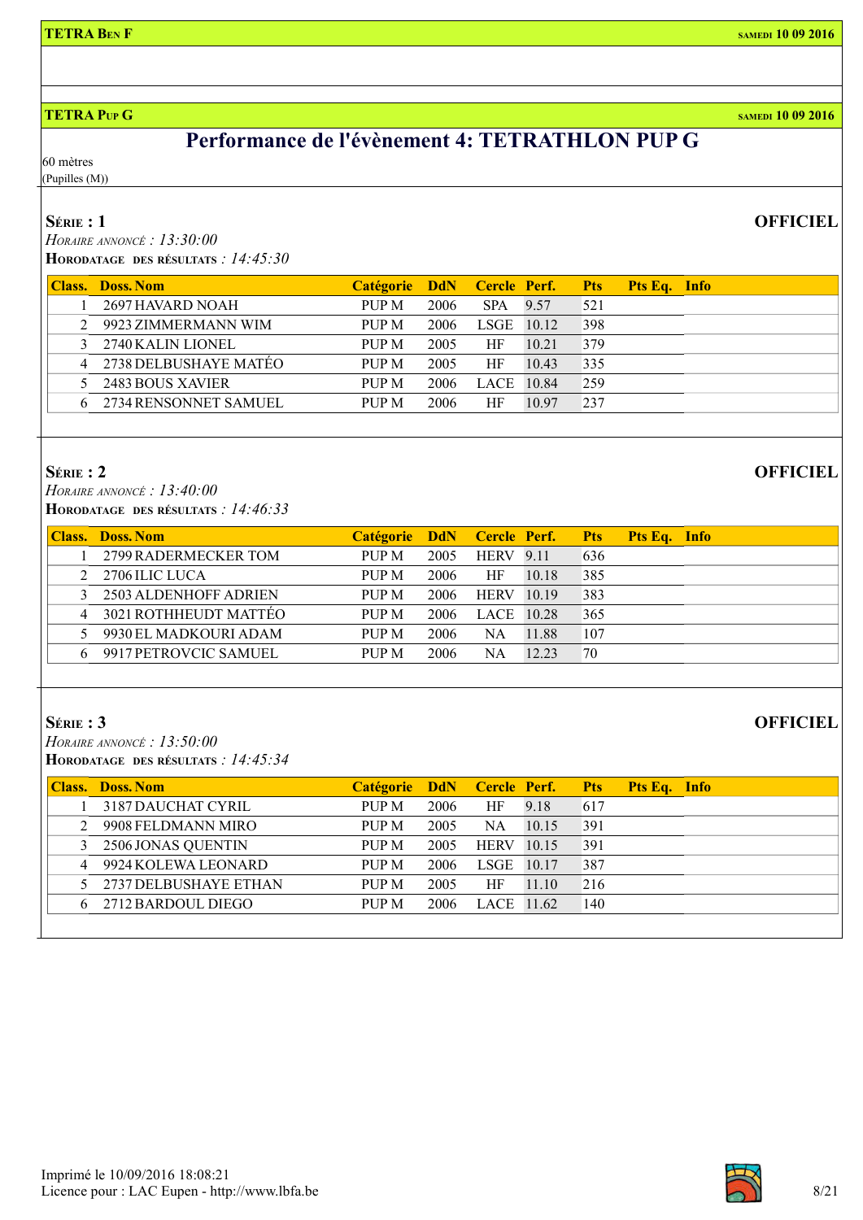**TETRA Ben F** — samedi 10 09 2016

**TETRA Pup G** — samedi 10 09 2016

# Performance de l'évènement 4: TETRATHLON PUP G

60 mètres
(Pupilles (M))

## Série : 1

**OFFICIEL**

*Horaire annoncé : 13:30:00*
**Horodatage des résultats** : *14:45:30*

| Class. | Doss. | Nom | Catégorie | DdN | Cercle | Perf. | Pts | Pts Eq. | Info |
|---|---|---|---|---|---|---|---|---|---|
| 1 | 2697 | HAVARD NOAH | PUP M | 2006 | SPA | 9.57 | 521 | | |
| 2 | 9923 | ZIMMERMANN WIM | PUP M | 2006 | LSGE | 10.12 | 398 | | |
| 3 | 2740 | KALIN LIONEL | PUP M | 2005 | HF | 10.21 | 379 | | |
| 4 | 2738 | DELBUSHAYE MATÉO | PUP M | 2005 | HF | 10.43 | 335 | | |
| 5 | 2483 | BOUS XAVIER | PUP M | 2006 | LACE | 10.84 | 259 | | |
| 6 | 2734 | RENSONNET SAMUEL | PUP M | 2006 | HF | 10.97 | 237 | | |

## Série : 2

**OFFICIEL**

*Horaire annoncé : 13:40:00*
**Horodatage des résultats** : *14:46:33*

| Class. | Doss. | Nom | Catégorie | DdN | Cercle | Perf. | Pts | Pts Eq. | Info |
|---|---|---|---|---|---|---|---|---|---|
| 1 | 2799 | RADERMECKER TOM | PUP M | 2005 | HERV | 9.11 | 636 | | |
| 2 | 2706 | ILIC LUCA | PUP M | 2006 | HF | 10.18 | 385 | | |
| 3 | 2503 | ALDENHOFF ADRIEN | PUP M | 2006 | HERV | 10.19 | 383 | | |
| 4 | 3021 | ROTHHEUDT MATTÉO | PUP M | 2006 | LACE | 10.28 | 365 | | |
| 5 | 9930 | EL MADKOURI ADAM | PUP M | 2006 | NA | 11.88 | 107 | | |
| 6 | 9917 | PETROVCIC SAMUEL | PUP M | 2006 | NA | 12.23 | 70 | | |

## Série : 3

**OFFICIEL**

*Horaire annoncé : 13:50:00*
**Horodatage des résultats** : *14:45:34*

| Class. | Doss. | Nom | Catégorie | DdN | Cercle | Perf. | Pts | Pts Eq. | Info |
|---|---|---|---|---|---|---|---|---|---|
| 1 | 3187 | DAUCHAT CYRIL | PUP M | 2006 | HF | 9.18 | 617 | | |
| 2 | 9908 | FELDMANN MIRO | PUP M | 2005 | NA | 10.15 | 391 | | |
| 3 | 2506 | JONAS QUENTIN | PUP M | 2005 | HERV | 10.15 | 391 | | |
| 4 | 9924 | KOLEWA LEONARD | PUP M | 2006 | LSGE | 10.17 | 387 | | |
| 5 | 2737 | DELBUSHAYE ETHAN | PUP M | 2005 | HF | 11.10 | 216 | | |
| 6 | 2712 | BARDOUL DIEGO | PUP M | 2006 | LACE | 11.62 | 140 | | |

Imprimé le 10/09/2016 18:08:21
Licence pour : LAC Eupen - http://www.lbfa.be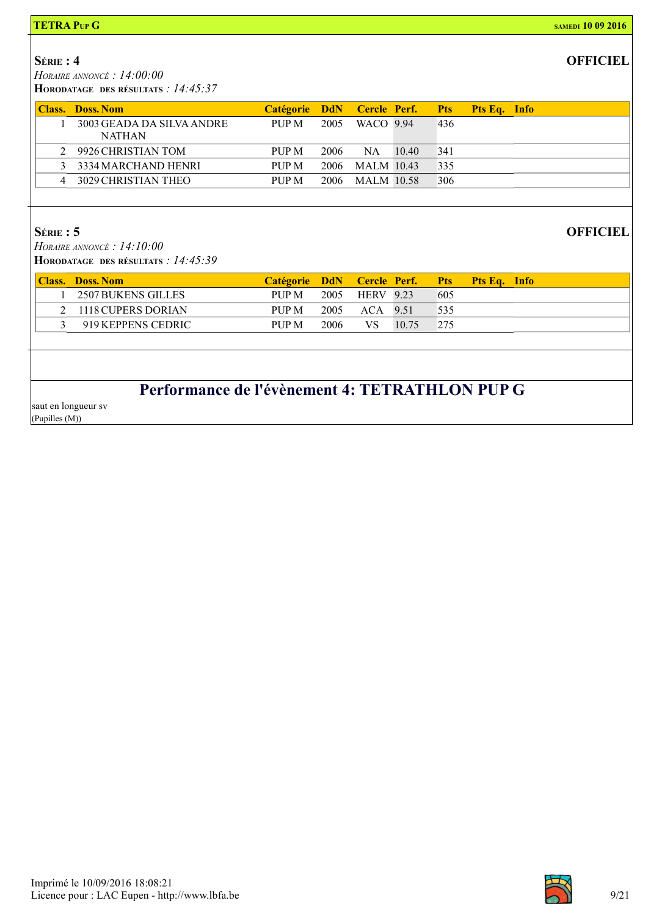**TETRA PUP G** — SAMEDI 10 09 2016

## SÉRIE : 4

**OFFICIEL**

*HORAIRE ANNONCÉ : 14:00:00*
**HORODATAGE DES RÉSULTATS** *: 14:45:37*

| Class. | Doss. | Nom | Catégorie | DdN | Cercle | Perf. | Pts | Pts Eq. | Info |
|---|---|---|---|---|---|---|---|---|---|
| 1 | 3003 | GEADA DA SILVA ANDRE NATHAN | PUP M | 2005 | WACO | 9.94 | 436 | | |
| 2 | 9926 | CHRISTIAN TOM | PUP M | 2006 | NA | 10.40 | 341 | | |
| 3 | 3334 | MARCHAND HENRI | PUP M | 2006 | MALM | 10.43 | 335 | | |
| 4 | 3029 | CHRISTIAN THEO | PUP M | 2006 | MALM | 10.58 | 306 | | |

## SÉRIE : 5

**OFFICIEL**

*HORAIRE ANNONCÉ : 14:10:00*
**HORODATAGE DES RÉSULTATS** *: 14:45:39*

| Class. | Doss. | Nom | Catégorie | DdN | Cercle | Perf. | Pts | Pts Eq. | Info |
|---|---|---|---|---|---|---|---|---|---|
| 1 | 2507 | BUKENS GILLES | PUP M | 2005 | HERV | 9.23 | 605 | | |
| 2 | 1118 | CUPERS DORIAN | PUP M | 2005 | ACA | 9.51 | 535 | | |
| 3 | 919 | KEPPENS CEDRIC | PUP M | 2006 | VS | 10.75 | 275 | | |

## Performance de l'évènement 4: TETRATHLON PUP G

saut en longueur sv
(Pupilles (M))

Imprimé le 10/09/2016 18:08:21
Licence pour : LAC Eupen - http://www.lbfa.be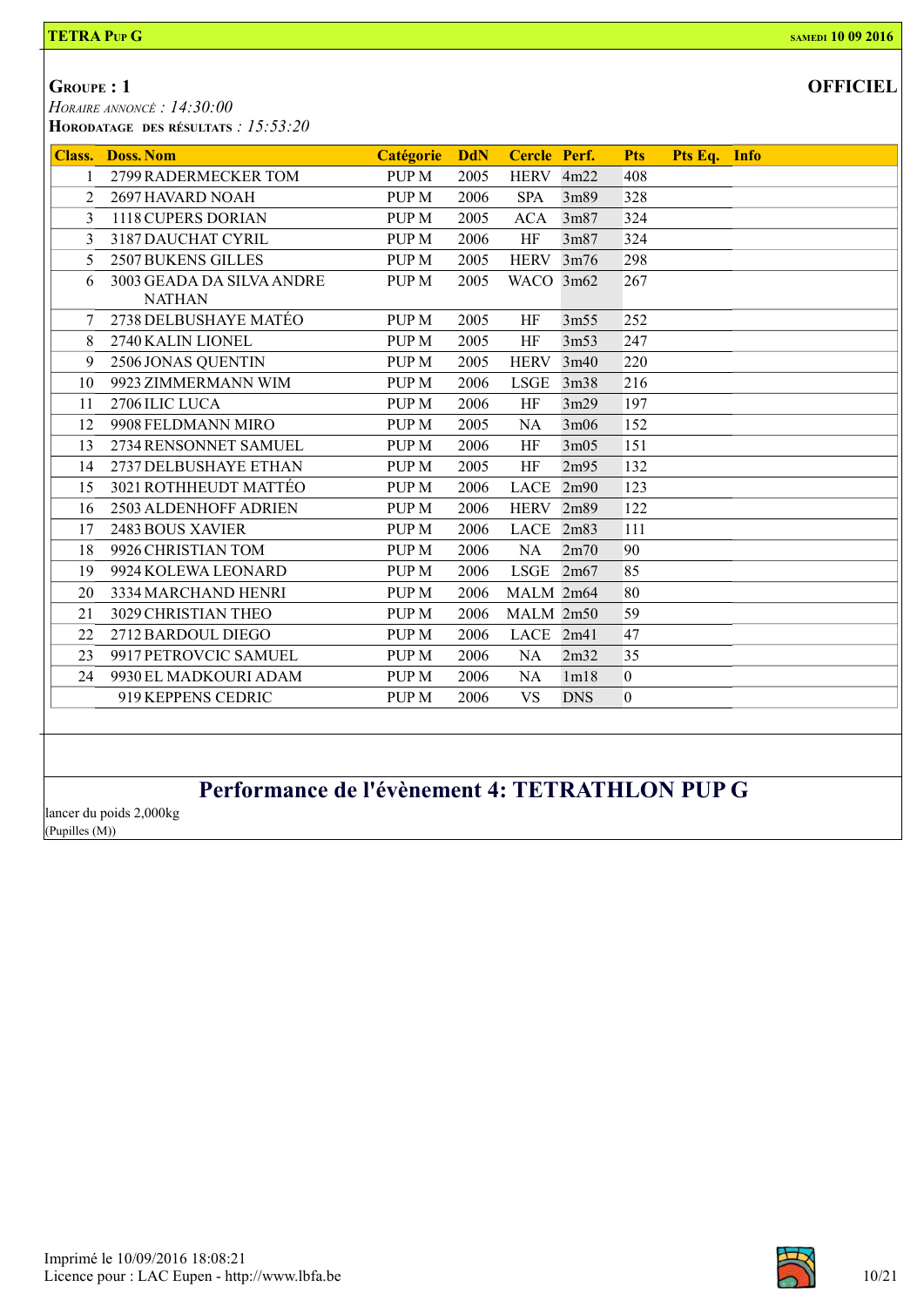**TETRA Pup G** — SAMEDI 10 09 2016

## GROUPE : 1

**OFFICIEL**

*HORAIRE ANNONCÉ : 14:30:00*
**HORODATAGE DES RÉSULTATS** : *15:53:20*

| Class. | Doss. Nom | Catégorie | DdN | Cercle | Perf. | Pts | Pts Eq. | Info |
|---|---|---|---|---|---|---|---|---|
| 1 | 2799 RADERMECKER TOM | PUP M | 2005 | HERV | 4m22 | 408 | | |
| 2 | 2697 HAVARD NOAH | PUP M | 2006 | SPA | 3m89 | 328 | | |
| 3 | 1118 CUPERS DORIAN | PUP M | 2005 | ACA | 3m87 | 324 | | |
| 3 | 3187 DAUCHAT CYRIL | PUP M | 2006 | HF | 3m87 | 324 | | |
| 5 | 2507 BUKENS GILLES | PUP M | 2005 | HERV | 3m76 | 298 | | |
| 6 | 3003 GEADA DA SILVA ANDRE NATHAN | PUP M | 2005 | WACO | 3m62 | 267 | | |
| 7 | 2738 DELBUSHAYE MATÉO | PUP M | 2005 | HF | 3m55 | 252 | | |
| 8 | 2740 KALIN LIONEL | PUP M | 2005 | HF | 3m53 | 247 | | |
| 9 | 2506 JONAS QUENTIN | PUP M | 2005 | HERV | 3m40 | 220 | | |
| 10 | 9923 ZIMMERMANN WIM | PUP M | 2006 | LSGE | 3m38 | 216 | | |
| 11 | 2706 ILIC LUCA | PUP M | 2006 | HF | 3m29 | 197 | | |
| 12 | 9908 FELDMANN MIRO | PUP M | 2005 | NA | 3m06 | 152 | | |
| 13 | 2734 RENSONNET SAMUEL | PUP M | 2006 | HF | 3m05 | 151 | | |
| 14 | 2737 DELBUSHAYE ETHAN | PUP M | 2005 | HF | 2m95 | 132 | | |
| 15 | 3021 ROTHHEUDT MATTÉO | PUP M | 2006 | LACE | 2m90 | 123 | | |
| 16 | 2503 ALDENHOFF ADRIEN | PUP M | 2006 | HERV | 2m89 | 122 | | |
| 17 | 2483 BOUS XAVIER | PUP M | 2006 | LACE | 2m83 | 111 | | |
| 18 | 9926 CHRISTIAN TOM | PUP M | 2006 | NA | 2m70 | 90 | | |
| 19 | 9924 KOLEWA LEONARD | PUP M | 2006 | LSGE | 2m67 | 85 | | |
| 20 | 3334 MARCHAND HENRI | PUP M | 2006 | MALM | 2m64 | 80 | | |
| 21 | 3029 CHRISTIAN THEO | PUP M | 2006 | MALM | 2m50 | 59 | | |
| 22 | 2712 BARDOUL DIEGO | PUP M | 2006 | LACE | 2m41 | 47 | | |
| 23 | 9917 PETROVCIC SAMUEL | PUP M | 2006 | NA | 2m32 | 35 | | |
| 24 | 9930 EL MADKOURI ADAM | PUP M | 2006 | NA | 1m18 | 0 | | |
| | 919 KEPPENS CEDRIC | PUP M | 2006 | VS | DNS | 0 | | |

## Performance de l'évènement 4: TETRATHLON PUP G

lancer du poids 2,000kg
(Pupilles (M))

Imprimé le 10/09/2016 18:08:21
Licence pour : LAC Eupen - http://www.lbfa.be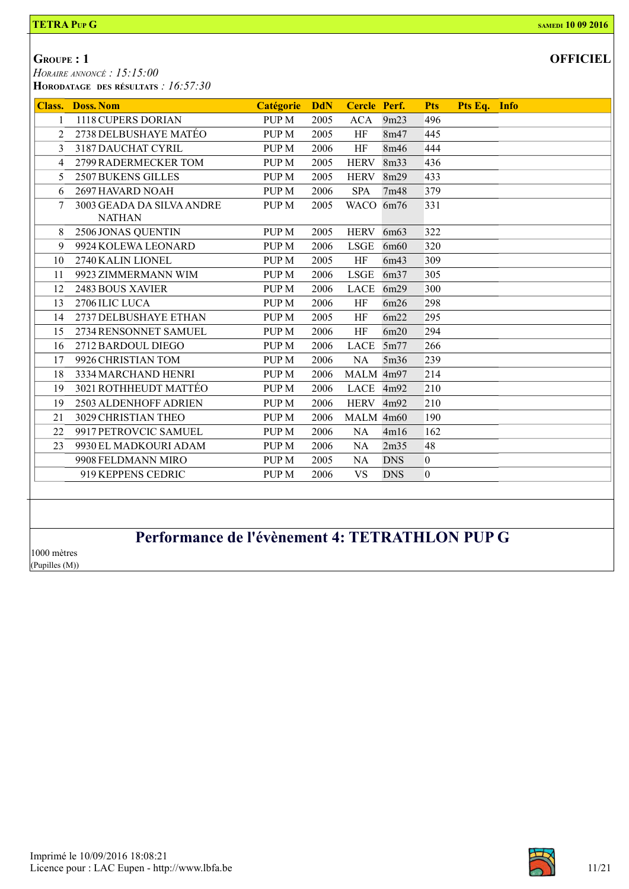**TETRA Pup G** — **samedi 10 09 2016**

## Groupe : 1

**OFFICIEL**

*Horaire annoncé : 15:15:00*
**Horodatage des résultats** : *16:57:30*

| Class. | Doss. | Nom | Catégorie | DdN | Cercle | Perf. | Pts | Pts Eq. | Info |
|---|---|---|---|---|---|---|---|---|---|
| 1 | 1118 | CUPERS DORIAN | PUP M | 2005 | ACA | 9m23 | 496 | | |
| 2 | 2738 | DELBUSHAYE MATÉO | PUP M | 2005 | HF | 8m47 | 445 | | |
| 3 | 3187 | DAUCHAT CYRIL | PUP M | 2006 | HF | 8m46 | 444 | | |
| 4 | 2799 | RADERMECKER TOM | PUP M | 2005 | HERV | 8m33 | 436 | | |
| 5 | 2507 | BUKENS GILLES | PUP M | 2005 | HERV | 8m29 | 433 | | |
| 6 | 2697 | HAVARD NOAH | PUP M | 2006 | SPA | 7m48 | 379 | | |
| 7 | 3003 | GEADA DA SILVA ANDRE NATHAN | PUP M | 2005 | WACO | 6m76 | 331 | | |
| 8 | 2506 | JONAS QUENTIN | PUP M | 2005 | HERV | 6m63 | 322 | | |
| 9 | 9924 | KOLEWA LEONARD | PUP M | 2006 | LSGE | 6m60 | 320 | | |
| 10 | 2740 | KALIN LIONEL | PUP M | 2005 | HF | 6m43 | 309 | | |
| 11 | 9923 | ZIMMERMANN WIM | PUP M | 2006 | LSGE | 6m37 | 305 | | |
| 12 | 2483 | BOUS XAVIER | PUP M | 2006 | LACE | 6m29 | 300 | | |
| 13 | 2706 | ILIC LUCA | PUP M | 2006 | HF | 6m26 | 298 | | |
| 14 | 2737 | DELBUSHAYE ETHAN | PUP M | 2005 | HF | 6m22 | 295 | | |
| 15 | 2734 | RENSONNET SAMUEL | PUP M | 2006 | HF | 6m20 | 294 | | |
| 16 | 2712 | BARDOUL DIEGO | PUP M | 2006 | LACE | 5m77 | 266 | | |
| 17 | 9926 | CHRISTIAN TOM | PUP M | 2006 | NA | 5m36 | 239 | | |
| 18 | 3334 | MARCHAND HENRI | PUP M | 2006 | MALM | 4m97 | 214 | | |
| 19 | 3021 | ROTHHEUDT MATTÉO | PUP M | 2006 | LACE | 4m92 | 210 | | |
| 19 | 2503 | ALDENHOFF ADRIEN | PUP M | 2006 | HERV | 4m92 | 210 | | |
| 21 | 3029 | CHRISTIAN THEO | PUP M | 2006 | MALM | 4m60 | 190 | | |
| 22 | 9917 | PETROVCIC SAMUEL | PUP M | 2006 | NA | 4m16 | 162 | | |
| 23 | 9930 | EL MADKOURI ADAM | PUP M | 2006 | NA | 2m35 | 48 | | |
| | 9908 | FELDMANN MIRO | PUP M | 2005 | NA | DNS | 0 | | |
| | 919 | KEPPENS CEDRIC | PUP M | 2006 | VS | DNS | 0 | | |

## Performance de l'évènement 4: TETRATHLON PUP G

1000 mètres
(Pupilles (M))

Imprimé le 10/09/2016 18:08:21
Licence pour : LAC Eupen - http://www.lbfa.be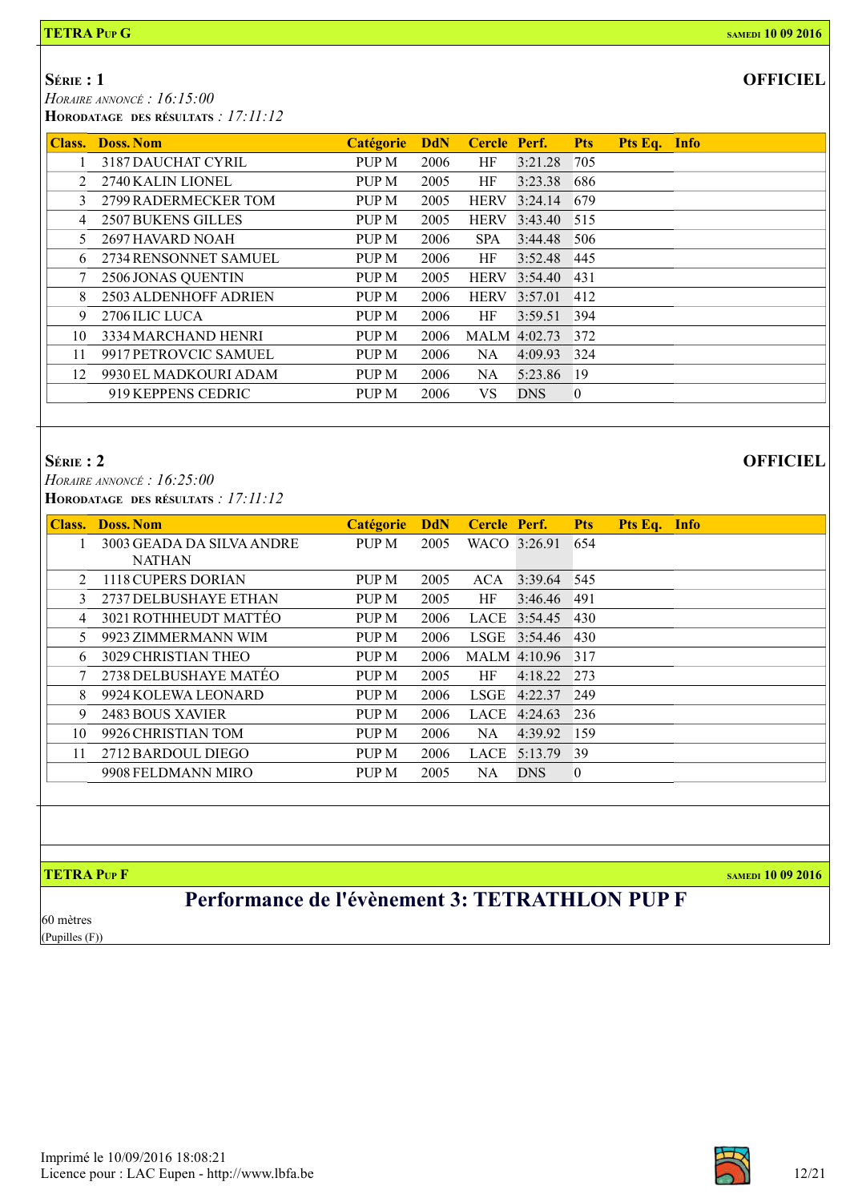## TETRA PUP G

SAMEDI 10 09 2016

### SÉRIE : 1

**OFFICIEL**

*HORAIRE ANNONCÉ : 16:15:00*

**HORODATAGE DES RÉSULTATS** *: 17:11:12*

| Class. | Doss. | Nom | Catégorie | DdN | Cercle | Perf. | Pts | Pts Eq. | Info |
|---|---|---|---|---|---|---|---|---|---|
| 1 | 3187 | DAUCHAT CYRIL | PUP M | 2006 | HF | 3:21.28 | 705 | | |
| 2 | 2740 | KALIN LIONEL | PUP M | 2005 | HF | 3:23.38 | 686 | | |
| 3 | 2799 | RADERMECKER TOM | PUP M | 2005 | HERV | 3:24.14 | 679 | | |
| 4 | 2507 | BUKENS GILLES | PUP M | 2005 | HERV | 3:43.40 | 515 | | |
| 5 | 2697 | HAVARD NOAH | PUP M | 2006 | SPA | 3:44.48 | 506 | | |
| 6 | 2734 | RENSONNET SAMUEL | PUP M | 2006 | HF | 3:52.48 | 445 | | |
| 7 | 2506 | JONAS QUENTIN | PUP M | 2005 | HERV | 3:54.40 | 431 | | |
| 8 | 2503 | ALDENHOFF ADRIEN | PUP M | 2006 | HERV | 3:57.01 | 412 | | |
| 9 | 2706 | ILIC LUCA | PUP M | 2006 | HF | 3:59.51 | 394 | | |
| 10 | 3334 | MARCHAND HENRI | PUP M | 2006 | MALM | 4:02.73 | 372 | | |
| 11 | 9917 | PETROVCIC SAMUEL | PUP M | 2006 | NA | 4:09.93 | 324 | | |
| 12 | 9930 | EL MADKOURI ADAM | PUP M | 2006 | NA | 5:23.86 | 19 | | |
| | 919 | KEPPENS CEDRIC | PUP M | 2006 | VS | DNS | 0 | | |

### SÉRIE : 2

**OFFICIEL**

*HORAIRE ANNONCÉ : 16:25:00*

**HORODATAGE DES RÉSULTATS** *: 17:11:12*

| Class. | Doss. | Nom | Catégorie | DdN | Cercle | Perf. | Pts | Pts Eq. | Info |
|---|---|---|---|---|---|---|---|---|---|
| 1 | 3003 | GEADA DA SILVA ANDRE NATHAN | PUP M | 2005 | WACO | 3:26.91 | 654 | | |
| 2 | 1118 | CUPERS DORIAN | PUP M | 2005 | ACA | 3:39.64 | 545 | | |
| 3 | 2737 | DELBUSHAYE ETHAN | PUP M | 2005 | HF | 3:46.46 | 491 | | |
| 4 | 3021 | ROTHHEUDT MATTÉO | PUP M | 2006 | LACE | 3:54.45 | 430 | | |
| 5 | 9923 | ZIMMERMANN WIM | PUP M | 2006 | LSGE | 3:54.46 | 430 | | |
| 6 | 3029 | CHRISTIAN THEO | PUP M | 2006 | MALM | 4:10.96 | 317 | | |
| 7 | 2738 | DELBUSHAYE MATÉO | PUP M | 2005 | HF | 4:18.22 | 273 | | |
| 8 | 9924 | KOLEWA LEONARD | PUP M | 2006 | LSGE | 4:22.37 | 249 | | |
| 9 | 2483 | BOUS XAVIER | PUP M | 2006 | LACE | 4:24.63 | 236 | | |
| 10 | 9926 | CHRISTIAN TOM | PUP M | 2006 | NA | 4:39.92 | 159 | | |
| 11 | 2712 | BARDOUL DIEGO | PUP M | 2006 | LACE | 5:13.79 | 39 | | |
| | 9908 | FELDMANN MIRO | PUP M | 2005 | NA | DNS | 0 | | |

## TETRA PUP F

SAMEDI 10 09 2016

# Performance de l'évènement 3: TETRATHLON PUP F

60 mètres

(Pupilles (F))

Imprimé le 10/09/2016 18:08:21

Licence pour : LAC Eupen - http://www.lbfa.be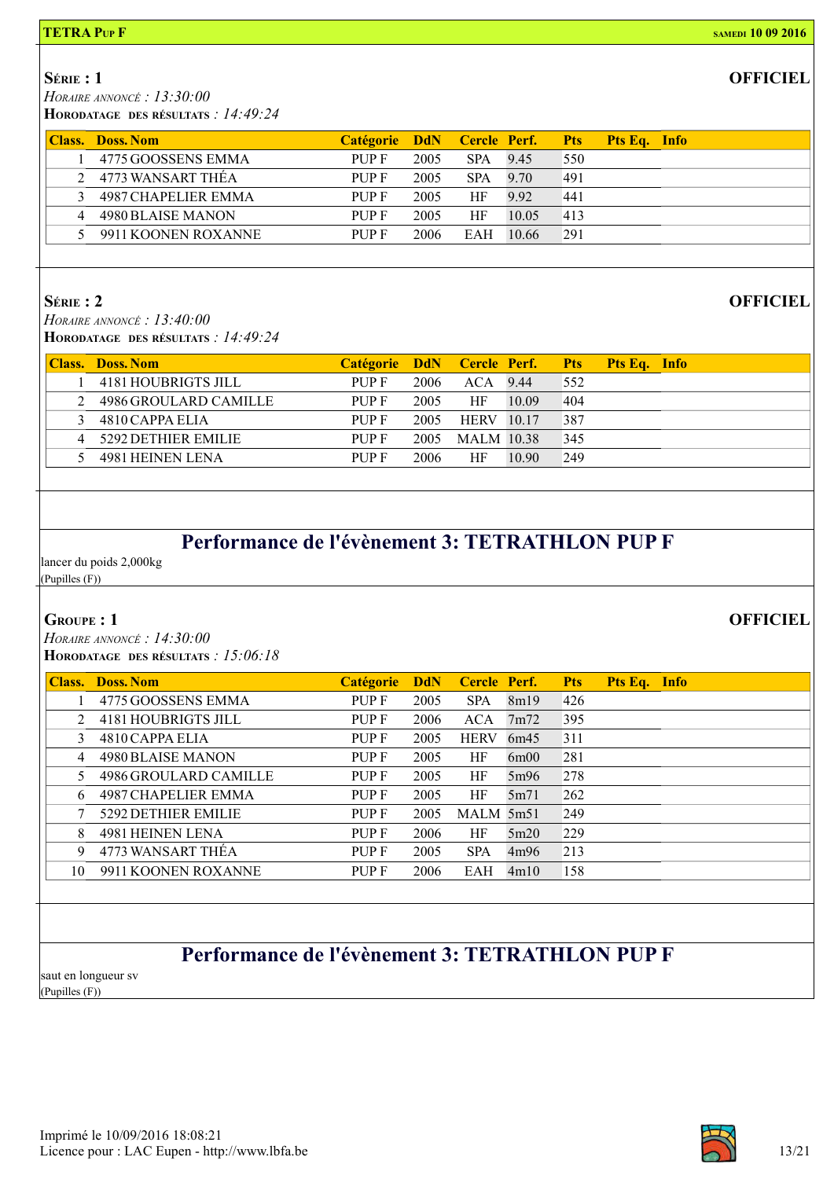**TETRA PUP F** — SAMEDI 10 09 2016

### SÉRIE : 1

**OFFICIEL**

*HORAIRE ANNONCÉ : 13:30:00*
**HORODATAGE DES RÉSULTATS** : *14:49:24*

| Class. | Doss. | Nom | Catégorie | DdN | Cercle | Perf. | Pts | Pts Eq. | Info |
|---|---|---|---|---|---|---|---|---|---|
| 1 | 4775 | GOOSSENS EMMA | PUP F | 2005 | SPA | 9.45 | 550 | | |
| 2 | 4773 | WANSART THÉA | PUP F | 2005 | SPA | 9.70 | 491 | | |
| 3 | 4987 | CHAPELIER EMMA | PUP F | 2005 | HF | 9.92 | 441 | | |
| 4 | 4980 | BLAISE MANON | PUP F | 2005 | HF | 10.05 | 413 | | |
| 5 | 9911 | KOONEN ROXANNE | PUP F | 2006 | EAH | 10.66 | 291 | | |

### SÉRIE : 2

**OFFICIEL**

*HORAIRE ANNONCÉ : 13:40:00*
**HORODATAGE DES RÉSULTATS** : *14:49:24*

| Class. | Doss. | Nom | Catégorie | DdN | Cercle | Perf. | Pts | Pts Eq. | Info |
|---|---|---|---|---|---|---|---|---|---|
| 1 | 4181 | HOUBRIGTS JILL | PUP F | 2006 | ACA | 9.44 | 552 | | |
| 2 | 4986 | GROULARD CAMILLE | PUP F | 2005 | HF | 10.09 | 404 | | |
| 3 | 4810 | CAPPA ELIA | PUP F | 2005 | HERV | 10.17 | 387 | | |
| 4 | 5292 | DETHIER EMILIE | PUP F | 2005 | MALM | 10.38 | 345 | | |
| 5 | 4981 | HEINEN LENA | PUP F | 2006 | HF | 10.90 | 249 | | |

## Performance de l'évènement 3: TETRATHLON PUP F

lancer du poids 2,000kg
(Pupilles (F))

### GROUPE : 1

**OFFICIEL**

*HORAIRE ANNONCÉ : 14:30:00*
**HORODATAGE DES RÉSULTATS** : *15:06:18*

| Class. | Doss. | Nom | Catégorie | DdN | Cercle | Perf. | Pts | Pts Eq. | Info |
|---|---|---|---|---|---|---|---|---|---|
| 1 | 4775 | GOOSSENS EMMA | PUP F | 2005 | SPA | 8m19 | 426 | | |
| 2 | 4181 | HOUBRIGTS JILL | PUP F | 2006 | ACA | 7m72 | 395 | | |
| 3 | 4810 | CAPPA ELIA | PUP F | 2005 | HERV | 6m45 | 311 | | |
| 4 | 4980 | BLAISE MANON | PUP F | 2005 | HF | 6m00 | 281 | | |
| 5 | 4986 | GROULARD CAMILLE | PUP F | 2005 | HF | 5m96 | 278 | | |
| 6 | 4987 | CHAPELIER EMMA | PUP F | 2005 | HF | 5m71 | 262 | | |
| 7 | 5292 | DETHIER EMILIE | PUP F | 2005 | MALM | 5m51 | 249 | | |
| 8 | 4981 | HEINEN LENA | PUP F | 2006 | HF | 5m20 | 229 | | |
| 9 | 4773 | WANSART THÉA | PUP F | 2005 | SPA | 4m96 | 213 | | |
| 10 | 9911 | KOONEN ROXANNE | PUP F | 2006 | EAH | 4m10 | 158 | | |

## Performance de l'évènement 3: TETRATHLON PUP F

saut en longueur sv
(Pupilles (F))

Imprimé le 10/09/2016 18:08:21
Licence pour : LAC Eupen - http://www.lbfa.be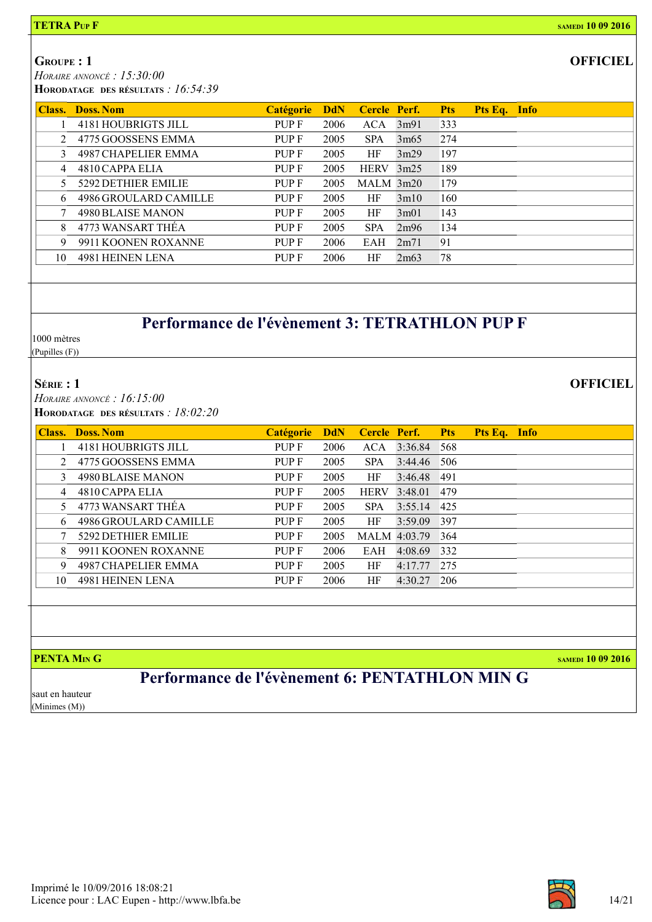**TETRA PUP F** — SAMEDI 10 09 2016

**GROUPE : 1** — **OFFICIEL**

*HORAIRE ANNONCÉ : 15:30:00*

**HORODATAGE DES RÉSULTATS** : *16:54:39*

| Class. | Doss. Nom | Catégorie | DdN | Cercle | Perf. | Pts | Pts Eq. | Info |
|---|---|---|---|---|---|---|---|---|
| 1 | 4181 HOUBRIGTS JILL | PUP F | 2006 | ACA | 3m91 | 333 | | |
| 2 | 4775 GOOSSENS EMMA | PUP F | 2005 | SPA | 3m65 | 274 | | |
| 3 | 4987 CHAPELIER EMMA | PUP F | 2005 | HF | 3m29 | 197 | | |
| 4 | 4810 CAPPA ELIA | PUP F | 2005 | HERV | 3m25 | 189 | | |
| 5 | 5292 DETHIER EMILIE | PUP F | 2005 | MALM | 3m20 | 179 | | |
| 6 | 4986 GROULARD CAMILLE | PUP F | 2005 | HF | 3m10 | 160 | | |
| 7 | 4980 BLAISE MANON | PUP F | 2005 | HF | 3m01 | 143 | | |
| 8 | 4773 WANSART THÉA | PUP F | 2005 | SPA | 2m96 | 134 | | |
| 9 | 9911 KOONEN ROXANNE | PUP F | 2006 | EAH | 2m71 | 91 | | |
| 10 | 4981 HEINEN LENA | PUP F | 2006 | HF | 2m63 | 78 | | |

## Performance de l'évènement 3: TETRATHLON PUP F

1000 mètres
(Pupilles (F))

**SÉRIE : 1** — **OFFICIEL**

*HORAIRE ANNONCÉ : 16:15:00*

**HORODATAGE DES RÉSULTATS** : *18:02:20*

| Class. | Doss. Nom | Catégorie | DdN | Cercle | Perf. | Pts | Pts Eq. | Info |
|---|---|---|---|---|---|---|---|---|
| 1 | 4181 HOUBRIGTS JILL | PUP F | 2006 | ACA | 3:36.84 | 568 | | |
| 2 | 4775 GOOSSENS EMMA | PUP F | 2005 | SPA | 3:44.46 | 506 | | |
| 3 | 4980 BLAISE MANON | PUP F | 2005 | HF | 3:46.48 | 491 | | |
| 4 | 4810 CAPPA ELIA | PUP F | 2005 | HERV | 3:48.01 | 479 | | |
| 5 | 4773 WANSART THÉA | PUP F | 2005 | SPA | 3:55.14 | 425 | | |
| 6 | 4986 GROULARD CAMILLE | PUP F | 2005 | HF | 3:59.09 | 397 | | |
| 7 | 5292 DETHIER EMILIE | PUP F | 2005 | MALM | 4:03.79 | 364 | | |
| 8 | 9911 KOONEN ROXANNE | PUP F | 2006 | EAH | 4:08.69 | 332 | | |
| 9 | 4987 CHAPELIER EMMA | PUP F | 2005 | HF | 4:17.77 | 275 | | |
| 10 | 4981 HEINEN LENA | PUP F | 2006 | HF | 4:30.27 | 206 | | |

**PENTA MIN G** — SAMEDI 10 09 2016

## Performance de l'évènement 6: PENTATHLON MIN G

saut en hauteur
(Minimes (M))

Imprimé le 10/09/2016 18:08:21
Licence pour : LAC Eupen - http://www.lbfa.be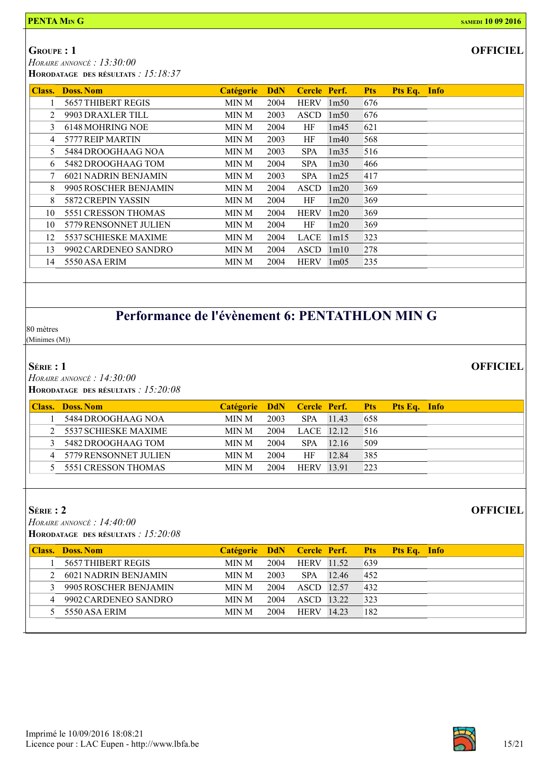**PENTA MIN G** — **SAMEDI 10 09 2016**

## GROUPE : 1

**OFFICIEL**

*HORAIRE ANNONCÉ : 13:30:00*
**HORODATAGE DES RÉSULTATS** : *15:18:37*

| Class. | Doss. Nom | Catégorie | DdN | Cercle | Perf. | Pts | Pts Eq. | Info |
|---|---|---|---|---|---|---|---|---|
| 1 | 5657 THIBERT REGIS | MIN M | 2004 | HERV | 1m50 | 676 | | |
| 2 | 9903 DRAXLER TILL | MIN M | 2003 | ASCD | 1m50 | 676 | | |
| 3 | 6148 MOHRING NOE | MIN M | 2004 | HF | 1m45 | 621 | | |
| 4 | 5777 REIP MARTIN | MIN M | 2003 | HF | 1m40 | 568 | | |
| 5 | 5484 DROOGHAAG NOA | MIN M | 2003 | SPA | 1m35 | 516 | | |
| 6 | 5482 DROOGHAAG TOM | MIN M | 2004 | SPA | 1m30 | 466 | | |
| 7 | 6021 NADRIN BENJAMIN | MIN M | 2003 | SPA | 1m25 | 417 | | |
| 8 | 9905 ROSCHER BENJAMIN | MIN M | 2004 | ASCD | 1m20 | 369 | | |
| 8 | 5872 CREPIN YASSIN | MIN M | 2004 | HF | 1m20 | 369 | | |
| 10 | 5551 CRESSON THOMAS | MIN M | 2004 | HERV | 1m20 | 369 | | |
| 10 | 5779 RENSONNET JULIEN | MIN M | 2004 | HF | 1m20 | 369 | | |
| 12 | 5537 SCHIESKE MAXIME | MIN M | 2004 | LACE | 1m15 | 323 | | |
| 13 | 9902 CARDENEO SANDRO | MIN M | 2004 | ASCD | 1m10 | 278 | | |
| 14 | 5550 ASA ERIM | MIN M | 2004 | HERV | 1m05 | 235 | | |

# Performance de l'évènement 6: PENTATHLON MIN G

80 mètres
(Minimes (M))

## SÉRIE : 1

**OFFICIEL**

*HORAIRE ANNONCÉ : 14:30:00*
**HORODATAGE DES RÉSULTATS** : *15:20:08*

| Class. | Doss. Nom | Catégorie | DdN | Cercle | Perf. | Pts | Pts Eq. | Info |
|---|---|---|---|---|---|---|---|---|
| 1 | 5484 DROOGHAAG NOA | MIN M | 2003 | SPA | 11.43 | 658 | | |
| 2 | 5537 SCHIESKE MAXIME | MIN M | 2004 | LACE | 12.12 | 516 | | |
| 3 | 5482 DROOGHAAG TOM | MIN M | 2004 | SPA | 12.16 | 509 | | |
| 4 | 5779 RENSONNET JULIEN | MIN M | 2004 | HF | 12.84 | 385 | | |
| 5 | 5551 CRESSON THOMAS | MIN M | 2004 | HERV | 13.91 | 223 | | |

## SÉRIE : 2

**OFFICIEL**

*HORAIRE ANNONCÉ : 14:40:00*
**HORODATAGE DES RÉSULTATS** : *15:20:08*

| Class. | Doss. Nom | Catégorie | DdN | Cercle | Perf. | Pts | Pts Eq. | Info |
|---|---|---|---|---|---|---|---|---|
| 1 | 5657 THIBERT REGIS | MIN M | 2004 | HERV | 11.52 | 639 | | |
| 2 | 6021 NADRIN BENJAMIN | MIN M | 2003 | SPA | 12.46 | 452 | | |
| 3 | 9905 ROSCHER BENJAMIN | MIN M | 2004 | ASCD | 12.57 | 432 | | |
| 4 | 9902 CARDENEO SANDRO | MIN M | 2004 | ASCD | 13.22 | 323 | | |
| 5 | 5550 ASA ERIM | MIN M | 2004 | HERV | 14.23 | 182 | | |

Imprimé le 10/09/2016 18:08:21
Licence pour : LAC Eupen - http://www.lbfa.be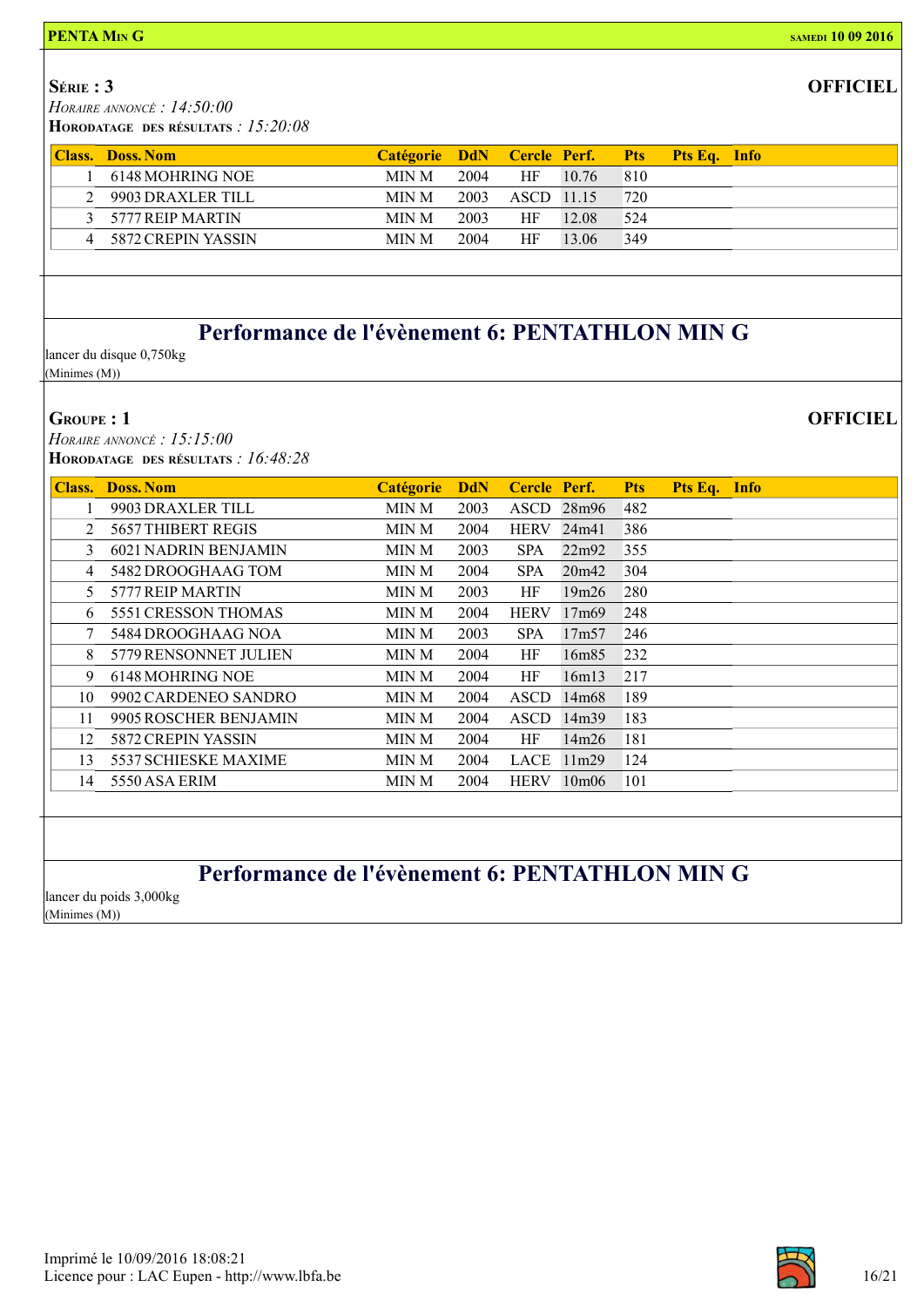**Série : 3**

**OFFICIEL**

*Horaire annoncé : 14:50:00*

**Horodatage des résultats** : *15:20:08*

| Class. | Doss. Nom | Catégorie | DdN | Cercle | Perf. | Pts | Pts Eq. | Info |
|---|---|---|---|---|---|---|---|---|
| 1 | 6148 MOHRING NOE | MIN M | 2004 | HF | 10.76 | 810 | | |
| 2 | 9903 DRAXLER TILL | MIN M | 2003 | ASCD | 11.15 | 720 | | |
| 3 | 5777 REIP MARTIN | MIN M | 2003 | HF | 12.08 | 524 | | |
| 4 | 5872 CREPIN YASSIN | MIN M | 2004 | HF | 13.06 | 349 | | |

## Performance de l'évènement 6: PENTATHLON MIN G

lancer du disque 0,750kg

(Minimes (M))

**Groupe : 1**

**OFFICIEL**

*Horaire annoncé : 15:15:00*

**Horodatage des résultats** : *16:48:28*

| Class. | Doss. Nom | Catégorie | DdN | Cercle | Perf. | Pts | Pts Eq. | Info |
|---|---|---|---|---|---|---|---|---|
| 1 | 9903 DRAXLER TILL | MIN M | 2003 | ASCD | 28m96 | 482 | | |
| 2 | 5657 THIBERT REGIS | MIN M | 2004 | HERV | 24m41 | 386 | | |
| 3 | 6021 NADRIN BENJAMIN | MIN M | 2003 | SPA | 22m92 | 355 | | |
| 4 | 5482 DROOGHAAG TOM | MIN M | 2004 | SPA | 20m42 | 304 | | |
| 5 | 5777 REIP MARTIN | MIN M | 2003 | HF | 19m26 | 280 | | |
| 6 | 5551 CRESSON THOMAS | MIN M | 2004 | HERV | 17m69 | 248 | | |
| 7 | 5484 DROOGHAAG NOA | MIN M | 2003 | SPA | 17m57 | 246 | | |
| 8 | 5779 RENSONNET JULIEN | MIN M | 2004 | HF | 16m85 | 232 | | |
| 9 | 6148 MOHRING NOE | MIN M | 2004 | HF | 16m13 | 217 | | |
| 10 | 9902 CARDENEO SANDRO | MIN M | 2004 | ASCD | 14m68 | 189 | | |
| 11 | 9905 ROSCHER BENJAMIN | MIN M | 2004 | ASCD | 14m39 | 183 | | |
| 12 | 5872 CREPIN YASSIN | MIN M | 2004 | HF | 14m26 | 181 | | |
| 13 | 5537 SCHIESKE MAXIME | MIN M | 2004 | LACE | 11m29 | 124 | | |
| 14 | 5550 ASA ERIM | MIN M | 2004 | HERV | 10m06 | 101 | | |

## Performance de l'évènement 6: PENTATHLON MIN G

lancer du poids 3,000kg

(Minimes (M))

Imprimé le 10/09/2016 18:08:21

Licence pour : LAC Eupen - http://www.lbfa.be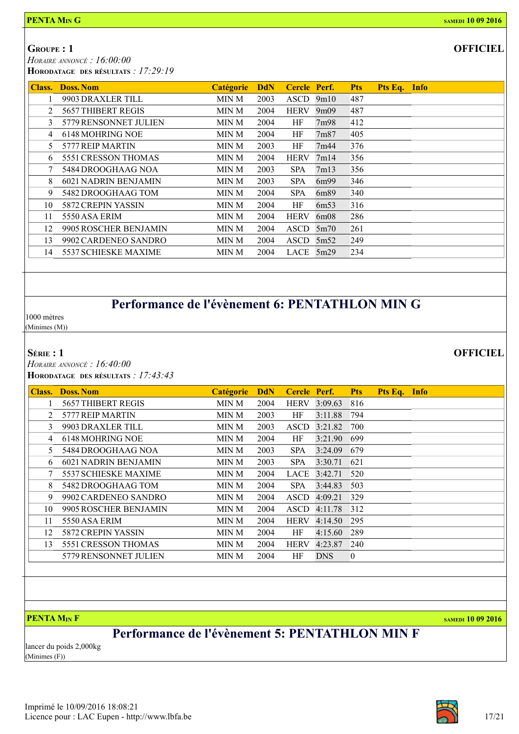**PENTA MIN G** — SAMEDI 10 09 2016

**GROUPE : 1** — **OFFICIEL**

*HORAIRE ANNONCÉ : 16:00:00*

**HORODATAGE DES RÉSULTATS** : *17:29:19*

| Class. | Doss. | Nom | Catégorie | DdN | Cercle | Perf. | Pts | Pts Eq. | Info |
|---|---|---|---|---|---|---|---|---|---|
| 1 | 9903 | DRAXLER TILL | MIN M | 2003 | ASCD | 9m10 | 487 | | |
| 2 | 5657 | THIBERT REGIS | MIN M | 2004 | HERV | 9m09 | 487 | | |
| 3 | 5779 | RENSONNET JULIEN | MIN M | 2004 | HF | 7m98 | 412 | | |
| 4 | 6148 | MOHRING NOE | MIN M | 2004 | HF | 7m87 | 405 | | |
| 5 | 5777 | REIP MARTIN | MIN M | 2003 | HF | 7m44 | 376 | | |
| 6 | 5551 | CRESSON THOMAS | MIN M | 2004 | HERV | 7m14 | 356 | | |
| 7 | 5484 | DROOGHAAG NOA | MIN M | 2003 | SPA | 7m13 | 356 | | |
| 8 | 6021 | NADRIN BENJAMIN | MIN M | 2003 | SPA | 6m99 | 346 | | |
| 9 | 5482 | DROOGHAAG TOM | MIN M | 2004 | SPA | 6m89 | 340 | | |
| 10 | 5872 | CREPIN YASSIN | MIN M | 2004 | HF | 6m53 | 316 | | |
| 11 | 5550 | ASA ERIM | MIN M | 2004 | HERV | 6m08 | 286 | | |
| 12 | 9905 | ROSCHER BENJAMIN | MIN M | 2004 | ASCD | 5m70 | 261 | | |
| 13 | 9902 | CARDENEO SANDRO | MIN M | 2004 | ASCD | 5m52 | 249 | | |
| 14 | 5537 | SCHIESKE MAXIME | MIN M | 2004 | LACE | 5m29 | 234 | | |

## Performance de l'évènement 6: PENTATHLON MIN G

1000 mètres
(Minimes (M))

**SÉRIE : 1** — **OFFICIEL**

*HORAIRE ANNONCÉ : 16:40:00*

**HORODATAGE DES RÉSULTATS** : *17:43:43*

| Class. | Doss. | Nom | Catégorie | DdN | Cercle | Perf. | Pts | Pts Eq. | Info |
|---|---|---|---|---|---|---|---|---|---|
| 1 | 5657 | THIBERT REGIS | MIN M | 2004 | HERV | 3:09.63 | 816 | | |
| 2 | 5777 | REIP MARTIN | MIN M | 2003 | HF | 3:11.88 | 794 | | |
| 3 | 9903 | DRAXLER TILL | MIN M | 2003 | ASCD | 3:21.82 | 700 | | |
| 4 | 6148 | MOHRING NOE | MIN M | 2004 | HF | 3:21.90 | 699 | | |
| 5 | 5484 | DROOGHAAG NOA | MIN M | 2003 | SPA | 3:24.09 | 679 | | |
| 6 | 6021 | NADRIN BENJAMIN | MIN M | 2003 | SPA | 3:30.71 | 621 | | |
| 7 | 5537 | SCHIESKE MAXIME | MIN M | 2004 | LACE | 3:42.71 | 520 | | |
| 8 | 5482 | DROOGHAAG TOM | MIN M | 2004 | SPA | 3:44.83 | 503 | | |
| 9 | 9902 | CARDENEO SANDRO | MIN M | 2004 | ASCD | 4:09.21 | 329 | | |
| 10 | 9905 | ROSCHER BENJAMIN | MIN M | 2004 | ASCD | 4:11.78 | 312 | | |
| 11 | 5550 | ASA ERIM | MIN M | 2004 | HERV | 4:14.50 | 295 | | |
| 12 | 5872 | CREPIN YASSIN | MIN M | 2004 | HF | 4:15.60 | 289 | | |
| 13 | 5551 | CRESSON THOMAS | MIN M | 2004 | HERV | 4:23.87 | 240 | | |
| | 5779 | RENSONNET JULIEN | MIN M | 2004 | HF | DNS | 0 | | |

**PENTA MIN F** — SAMEDI 10 09 2016

## Performance de l'évènement 5: PENTATHLON MIN F

lancer du poids 2,000kg
(Minimes (F))

Imprimé le 10/09/2016 18:08:21
Licence pour : LAC Eupen - http://www.lbfa.be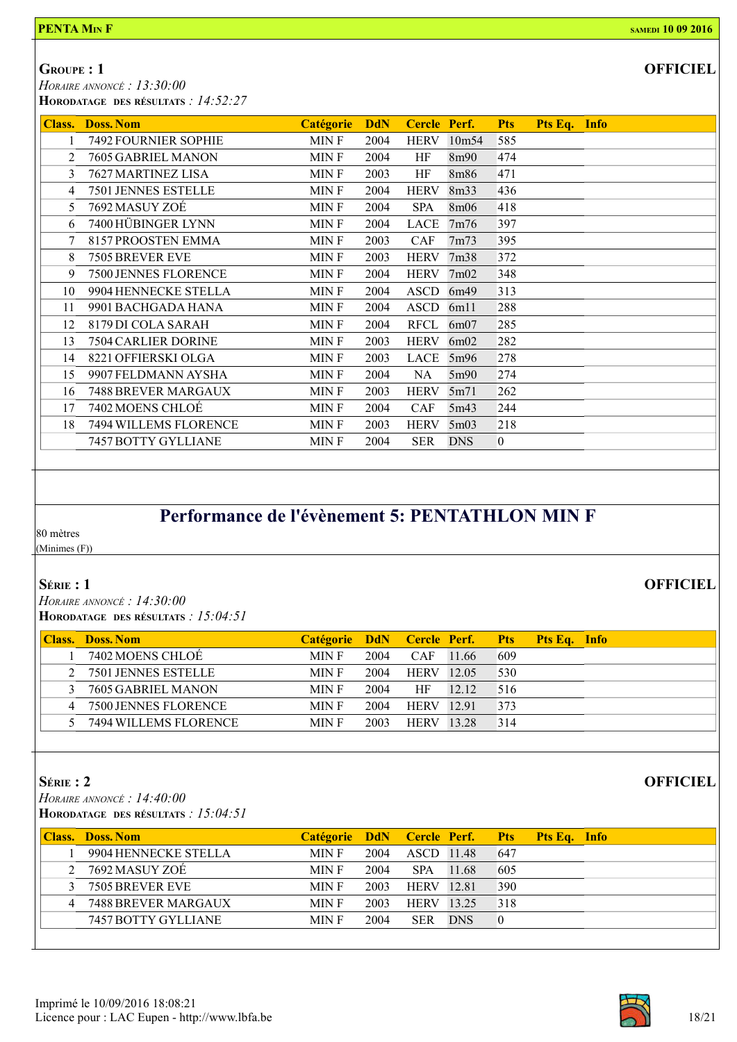**PENTA MIN F** — SAMEDI 10 09 2016

## GROUPE : 1

**OFFICIEL**

*HORAIRE ANNONCÉ : 13:30:00*
**HORODATAGE DES RÉSULTATS** *: 14:52:27*

| Class. | Doss. Nom | Catégorie | DdN | Cercle | Perf. | Pts | Pts Eq. | Info |
|---|---|---|---|---|---|---|---|---|
| 1 | 7492 FOURNIER SOPHIE | MIN F | 2004 | HERV | 10m54 | 585 | | |
| 2 | 7605 GABRIEL MANON | MIN F | 2004 | HF | 8m90 | 474 | | |
| 3 | 7627 MARTINEZ LISA | MIN F | 2003 | HF | 8m86 | 471 | | |
| 4 | 7501 JENNES ESTELLE | MIN F | 2004 | HERV | 8m33 | 436 | | |
| 5 | 7692 MASUY ZOÉ | MIN F | 2004 | SPA | 8m06 | 418 | | |
| 6 | 7400 HÜBINGER LYNN | MIN F | 2004 | LACE | 7m76 | 397 | | |
| 7 | 8157 PROOSTEN EMMA | MIN F | 2003 | CAF | 7m73 | 395 | | |
| 8 | 7505 BREVER EVE | MIN F | 2003 | HERV | 7m38 | 372 | | |
| 9 | 7500 JENNES FLORENCE | MIN F | 2004 | HERV | 7m02 | 348 | | |
| 10 | 9904 HENNECKE STELLA | MIN F | 2004 | ASCD | 6m49 | 313 | | |
| 11 | 9901 BACHGADA HANA | MIN F | 2004 | ASCD | 6m11 | 288 | | |
| 12 | 8179 DI COLA SARAH | MIN F | 2004 | RFCL | 6m07 | 285 | | |
| 13 | 7504 CARLIER DORINE | MIN F | 2003 | HERV | 6m02 | 282 | | |
| 14 | 8221 OFFIERSKI OLGA | MIN F | 2003 | LACE | 5m96 | 278 | | |
| 15 | 9907 FELDMANN AYSHA | MIN F | 2004 | NA | 5m90 | 274 | | |
| 16 | 7488 BREVER MARGAUX | MIN F | 2003 | HERV | 5m71 | 262 | | |
| 17 | 7402 MOENS CHLOÉ | MIN F | 2004 | CAF | 5m43 | 244 | | |
| 18 | 7494 WILLEMS FLORENCE | MIN F | 2003 | HERV | 5m03 | 218 | | |
| | 7457 BOTTY GYLLIANE | MIN F | 2004 | SER | DNS | 0 | | |

# Performance de l'évènement 5: PENTATHLON MIN F

80 mètres
(Minimes (F))

## SÉRIE : 1

**OFFICIEL**

*HORAIRE ANNONCÉ : 14:30:00*
**HORODATAGE DES RÉSULTATS** *: 15:04:51*

| Class. | Doss. Nom | Catégorie | DdN | Cercle | Perf. | Pts | Pts Eq. | Info |
|---|---|---|---|---|---|---|---|---|
| 1 | 7402 MOENS CHLOÉ | MIN F | 2004 | CAF | 11.66 | 609 | | |
| 2 | 7501 JENNES ESTELLE | MIN F | 2004 | HERV | 12.05 | 530 | | |
| 3 | 7605 GABRIEL MANON | MIN F | 2004 | HF | 12.12 | 516 | | |
| 4 | 7500 JENNES FLORENCE | MIN F | 2004 | HERV | 12.91 | 373 | | |
| 5 | 7494 WILLEMS FLORENCE | MIN F | 2003 | HERV | 13.28 | 314 | | |

## SÉRIE : 2

**OFFICIEL**

*HORAIRE ANNONCÉ : 14:40:00*
**HORODATAGE DES RÉSULTATS** *: 15:04:51*

| Class. | Doss. Nom | Catégorie | DdN | Cercle | Perf. | Pts | Pts Eq. | Info |
|---|---|---|---|---|---|---|---|---|
| 1 | 9904 HENNECKE STELLA | MIN F | 2004 | ASCD | 11.48 | 647 | | |
| 2 | 7692 MASUY ZOÉ | MIN F | 2004 | SPA | 11.68 | 605 | | |
| 3 | 7505 BREVER EVE | MIN F | 2003 | HERV | 12.81 | 390 | | |
| 4 | 7488 BREVER MARGAUX | MIN F | 2003 | HERV | 13.25 | 318 | | |
| | 7457 BOTTY GYLLIANE | MIN F | 2004 | SER | DNS | 0 | | |

Imprimé le 10/09/2016 18:08:21
Licence pour : LAC Eupen - http://www.lbfa.be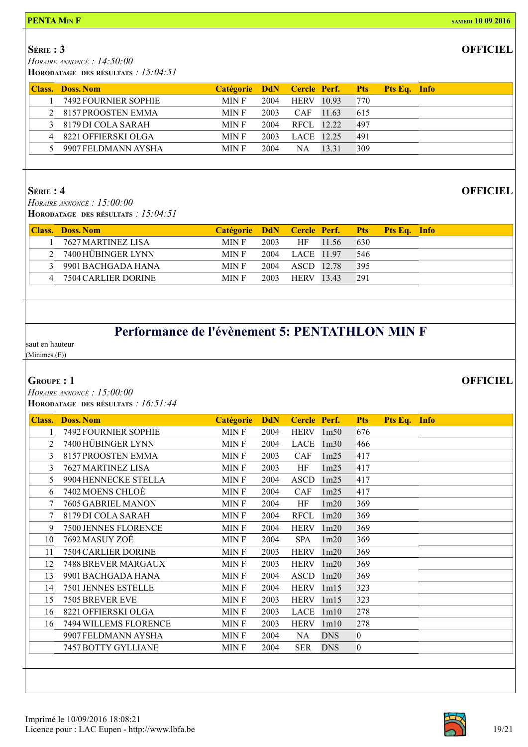**PENTA MIN F** — **SAMEDI 10 09 2016**

## SÉRIE : 3

**OFFICIEL**

*HORAIRE ANNONCÉ : 14:50:00*
**HORODATAGE DES RÉSULTATS** : *15:04:51*

| Class. | Doss. Nom | Catégorie | DdN | Cercle | Perf. | Pts | Pts Eq. | Info |
|---|---|---|---|---|---|---|---|---|
| 1 | 7492 FOURNIER SOPHIE | MIN F | 2004 | HERV | 10.93 | 770 | | |
| 2 | 8157 PROOSTEN EMMA | MIN F | 2003 | CAF | 11.63 | 615 | | |
| 3 | 8179 DI COLA SARAH | MIN F | 2004 | RFCL | 12.22 | 497 | | |
| 4 | 8221 OFFIERSKI OLGA | MIN F | 2003 | LACE | 12.25 | 491 | | |
| 5 | 9907 FELDMANN AYSHA | MIN F | 2004 | NA | 13.31 | 309 | | |

## SÉRIE : 4

**OFFICIEL**

*HORAIRE ANNONCÉ : 15:00:00*
**HORODATAGE DES RÉSULTATS** : *15:04:51*

| Class. | Doss. Nom | Catégorie | DdN | Cercle | Perf. | Pts | Pts Eq. | Info |
|---|---|---|---|---|---|---|---|---|
| 1 | 7627 MARTINEZ LISA | MIN F | 2003 | HF | 11.56 | 630 | | |
| 2 | 7400 HÜBINGER LYNN | MIN F | 2004 | LACE | 11.97 | 546 | | |
| 3 | 9901 BACHGADA HANA | MIN F | 2004 | ASCD | 12.78 | 395 | | |
| 4 | 7504 CARLIER DORINE | MIN F | 2003 | HERV | 13.43 | 291 | | |

# Performance de l'évènement 5: PENTATHLON MIN F

saut en hauteur
(Minimes (F))

## GROUPE : 1

**OFFICIEL**

*HORAIRE ANNONCÉ : 15:00:00*
**HORODATAGE DES RÉSULTATS** : *16:51:44*

| Class. | Doss. Nom | Catégorie | DdN | Cercle | Perf. | Pts | Pts Eq. | Info |
|---|---|---|---|---|---|---|---|---|
| 1 | 7492 FOURNIER SOPHIE | MIN F | 2004 | HERV | 1m50 | 676 | | |
| 2 | 7400 HÜBINGER LYNN | MIN F | 2004 | LACE | 1m30 | 466 | | |
| 3 | 8157 PROOSTEN EMMA | MIN F | 2003 | CAF | 1m25 | 417 | | |
| 3 | 7627 MARTINEZ LISA | MIN F | 2003 | HF | 1m25 | 417 | | |
| 5 | 9904 HENNECKE STELLA | MIN F | 2004 | ASCD | 1m25 | 417 | | |
| 6 | 7402 MOENS CHLOÉ | MIN F | 2004 | CAF | 1m25 | 417 | | |
| 7 | 7605 GABRIEL MANON | MIN F | 2004 | HF | 1m20 | 369 | | |
| 7 | 8179 DI COLA SARAH | MIN F | 2004 | RFCL | 1m20 | 369 | | |
| 9 | 7500 JENNES FLORENCE | MIN F | 2004 | HERV | 1m20 | 369 | | |
| 10 | 7692 MASUY ZOÉ | MIN F | 2004 | SPA | 1m20 | 369 | | |
| 11 | 7504 CARLIER DORINE | MIN F | 2003 | HERV | 1m20 | 369 | | |
| 12 | 7488 BREVER MARGAUX | MIN F | 2003 | HERV | 1m20 | 369 | | |
| 13 | 9901 BACHGADA HANA | MIN F | 2004 | ASCD | 1m20 | 369 | | |
| 14 | 7501 JENNES ESTELLE | MIN F | 2004 | HERV | 1m15 | 323 | | |
| 15 | 7505 BREVER EVE | MIN F | 2003 | HERV | 1m15 | 323 | | |
| 16 | 8221 OFFIERSKI OLGA | MIN F | 2003 | LACE | 1m10 | 278 | | |
| 16 | 7494 WILLEMS FLORENCE | MIN F | 2003 | HERV | 1m10 | 278 | | |
| | 9907 FELDMANN AYSHA | MIN F | 2004 | NA | DNS | 0 | | |
| | 7457 BOTTY GYLLIANE | MIN F | 2004 | SER | DNS | 0 | | |

Imprimé le 10/09/2016 18:08:21
Licence pour : LAC Eupen - http://www.lbfa.be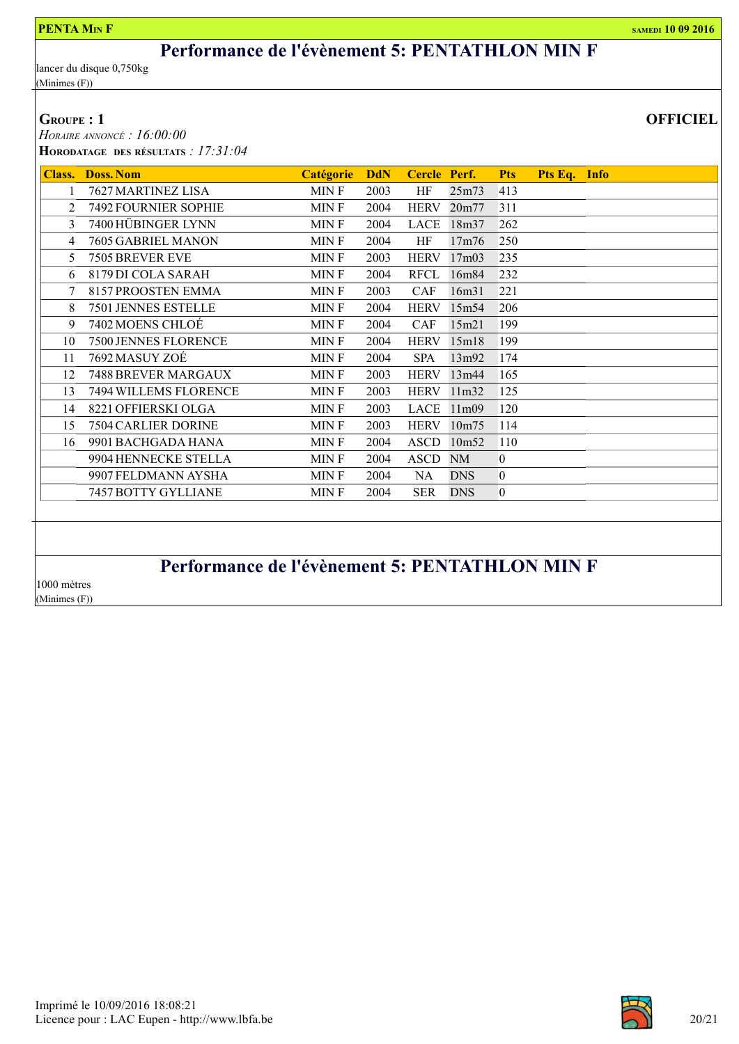**PENTA MIN F** **SAMEDI 10 09 2016**

# Performance de l'évènement 5: PENTATHLON MIN F

lancer du disque 0,750kg
(Minimes (F))

**GROUPE : 1** **OFFICIEL**

*HORAIRE ANNONCÉ : 16:00:00*
**HORODATAGE DES RÉSULTATS** *: 17:31:04*

| Class. | Doss. Nom | Catégorie | DdN | Cercle | Perf. | Pts | Pts Eq. | Info |
|---|---|---|---|---|---|---|---|---|
| 1 | 7627 MARTINEZ LISA | MIN F | 2003 | HF | 25m73 | 413 | | |
| 2 | 7492 FOURNIER SOPHIE | MIN F | 2004 | HERV | 20m77 | 311 | | |
| 3 | 7400 HÜBINGER LYNN | MIN F | 2004 | LACE | 18m37 | 262 | | |
| 4 | 7605 GABRIEL MANON | MIN F | 2004 | HF | 17m76 | 250 | | |
| 5 | 7505 BREVER EVE | MIN F | 2003 | HERV | 17m03 | 235 | | |
| 6 | 8179 DI COLA SARAH | MIN F | 2004 | RFCL | 16m84 | 232 | | |
| 7 | 8157 PROOSTEN EMMA | MIN F | 2003 | CAF | 16m31 | 221 | | |
| 8 | 7501 JENNES ESTELLE | MIN F | 2004 | HERV | 15m54 | 206 | | |
| 9 | 7402 MOENS CHLOÉ | MIN F | 2004 | CAF | 15m21 | 199 | | |
| 10 | 7500 JENNES FLORENCE | MIN F | 2004 | HERV | 15m18 | 199 | | |
| 11 | 7692 MASUY ZOÉ | MIN F | 2004 | SPA | 13m92 | 174 | | |
| 12 | 7488 BREVER MARGAUX | MIN F | 2003 | HERV | 13m44 | 165 | | |
| 13 | 7494 WILLEMS FLORENCE | MIN F | 2003 | HERV | 11m32 | 125 | | |
| 14 | 8221 OFFIERSKI OLGA | MIN F | 2003 | LACE | 11m09 | 120 | | |
| 15 | 7504 CARLIER DORINE | MIN F | 2003 | HERV | 10m75 | 114 | | |
| 16 | 9901 BACHGADA HANA | MIN F | 2004 | ASCD | 10m52 | 110 | | |
| | 9904 HENNECKE STELLA | MIN F | 2004 | ASCD | NM | 0 | | |
| | 9907 FELDMANN AYSHA | MIN F | 2004 | NA | DNS | 0 | | |
| | 7457 BOTTY GYLLIANE | MIN F | 2004 | SER | DNS | 0 | | |

# Performance de l'évènement 5: PENTATHLON MIN F

1000 mètres
(Minimes (F))

Imprimé le 10/09/2016 18:08:21
Licence pour : LAC Eupen - http://www.lbfa.be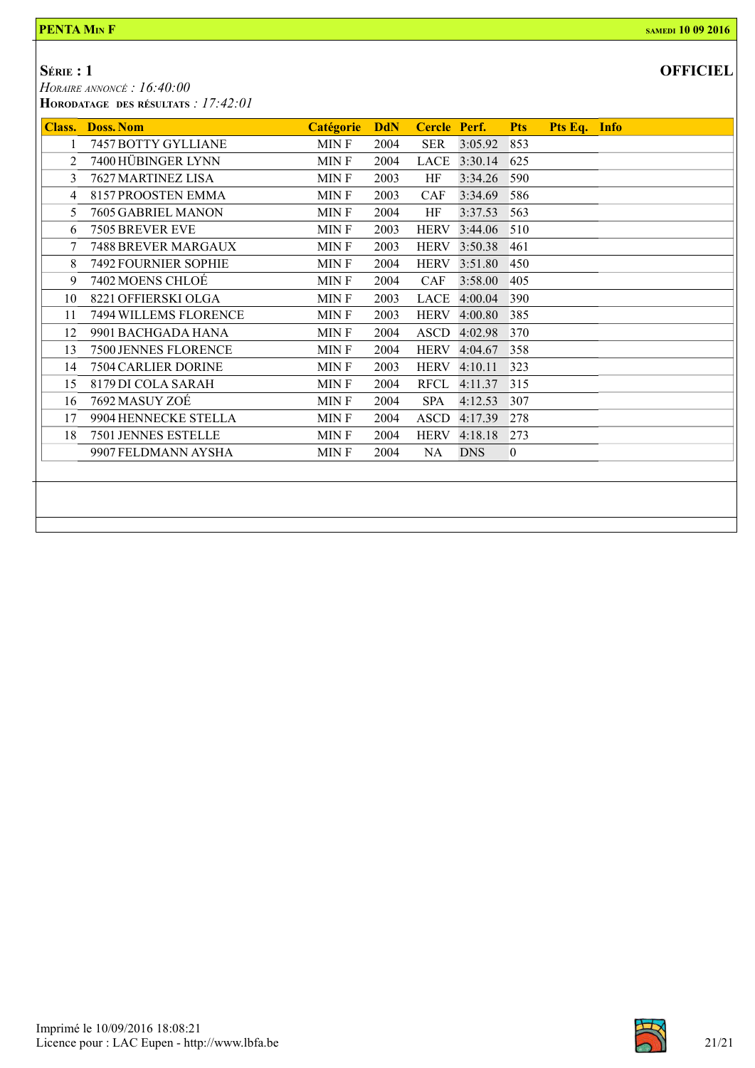**PENTA MIN F** — SAMEDI 10 09 2016

**SÉRIE : 1** — **OFFICIEL**

*HORAIRE ANNONCÉ : 16:40:00*

**HORODATAGE DES RÉSULTATS** : *17:42:01*

| Class. | Doss. | Nom | Catégorie | DdN | Cercle | Perf. | Pts | Pts Eq. | Info |
|---|---|---|---|---|---|---|---|---|---|
| 1 | 7457 | BOTTY GYLLIANE | MIN F | 2004 | SER | 3:05.92 | 853 | | |
| 2 | 7400 | HÜBINGER LYNN | MIN F | 2004 | LACE | 3:30.14 | 625 | | |
| 3 | 7627 | MARTINEZ LISA | MIN F | 2003 | HF | 3:34.26 | 590 | | |
| 4 | 8157 | PROOSTEN EMMA | MIN F | 2003 | CAF | 3:34.69 | 586 | | |
| 5 | 7605 | GABRIEL MANON | MIN F | 2004 | HF | 3:37.53 | 563 | | |
| 6 | 7505 | BREVER EVE | MIN F | 2003 | HERV | 3:44.06 | 510 | | |
| 7 | 7488 | BREVER MARGAUX | MIN F | 2003 | HERV | 3:50.38 | 461 | | |
| 8 | 7492 | FOURNIER SOPHIE | MIN F | 2004 | HERV | 3:51.80 | 450 | | |
| 9 | 7402 | MOENS CHLOÉ | MIN F | 2004 | CAF | 3:58.00 | 405 | | |
| 10 | 8221 | OFFIERSKI OLGA | MIN F | 2003 | LACE | 4:00.04 | 390 | | |
| 11 | 7494 | WILLEMS FLORENCE | MIN F | 2003 | HERV | 4:00.80 | 385 | | |
| 12 | 9901 | BACHGADA HANA | MIN F | 2004 | ASCD | 4:02.98 | 370 | | |
| 13 | 7500 | JENNES FLORENCE | MIN F | 2004 | HERV | 4:04.67 | 358 | | |
| 14 | 7504 | CARLIER DORINE | MIN F | 2003 | HERV | 4:10.11 | 323 | | |
| 15 | 8179 | DI COLA SARAH | MIN F | 2004 | RFCL | 4:11.37 | 315 | | |
| 16 | 7692 | MASUY ZOÉ | MIN F | 2004 | SPA | 4:12.53 | 307 | | |
| 17 | 9904 | HENNECKE STELLA | MIN F | 2004 | ASCD | 4:17.39 | 278 | | |
| 18 | 7501 | JENNES ESTELLE | MIN F | 2004 | HERV | 4:18.18 | 273 | | |
| | 9907 | FELDMANN AYSHA | MIN F | 2004 | NA | DNS | 0 | | |

Imprimé le 10/09/2016 18:08:21
Licence pour : LAC Eupen - http://www.lbfa.be